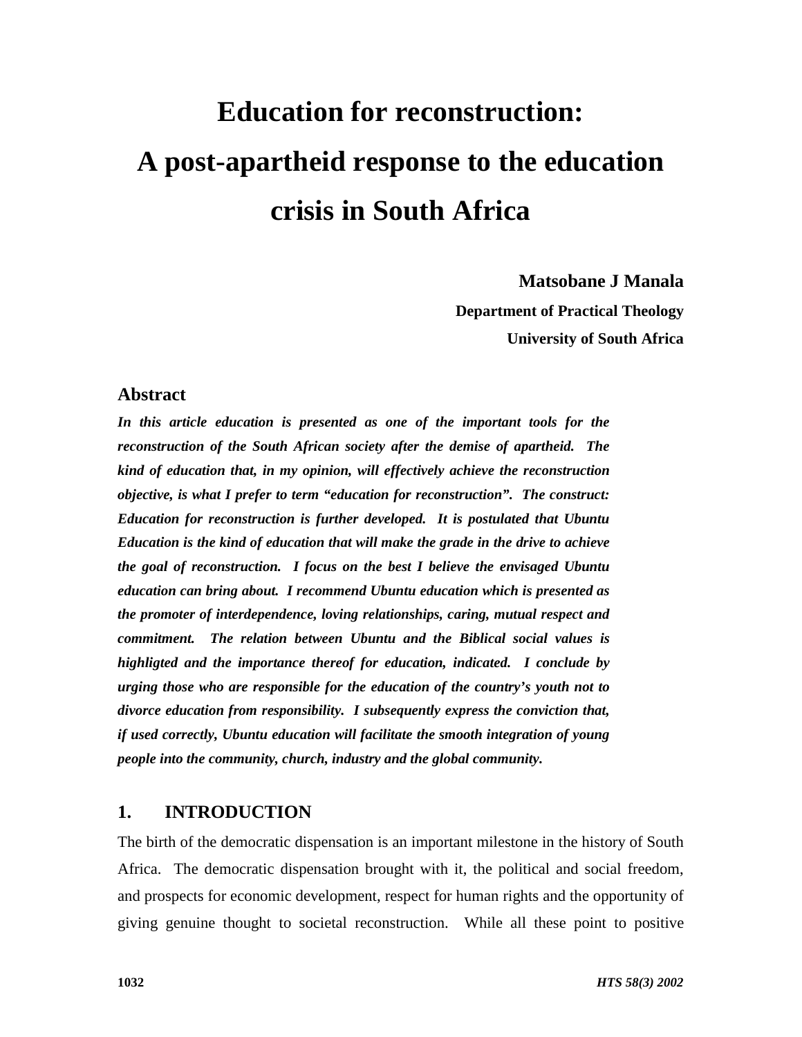# Education for reconstruction: A post-apartheid response to the education crisis in South Africa

**Matsobane J Manala**
**Department of Practical Theology**
**University of South Africa**

## Abstract

***In this article education is presented as one of the important tools for the reconstruction of the South African society after the demise of apartheid. The kind of education that, in my opinion, will effectively achieve the reconstruction objective, is what I prefer to term "education for reconstruction". The construct: Education for reconstruction is further developed. It is postulated that Ubuntu Education is the kind of education that will make the grade in the drive to achieve the goal of reconstruction. I focus on the best I believe the envisaged Ubuntu education can bring about. I recommend Ubuntu education which is presented as the promoter of interdependence, loving relationships, caring, mutual respect and commitment. The relation between Ubuntu and the Biblical social values is highligted and the importance thereof for education, indicated. I conclude by urging those who are responsible for the education of the country's youth not to divorce education from responsibility. I subsequently express the conviction that, if used correctly, Ubuntu education will facilitate the smooth integration of young people into the community, church, industry and the global community.***

## 1. INTRODUCTION

The birth of the democratic dispensation is an important milestone in the history of South Africa. The democratic dispensation brought with it, the political and social freedom, and prospects for economic development, respect for human rights and the opportunity of giving genuine thought to societal reconstruction. While all these point to positive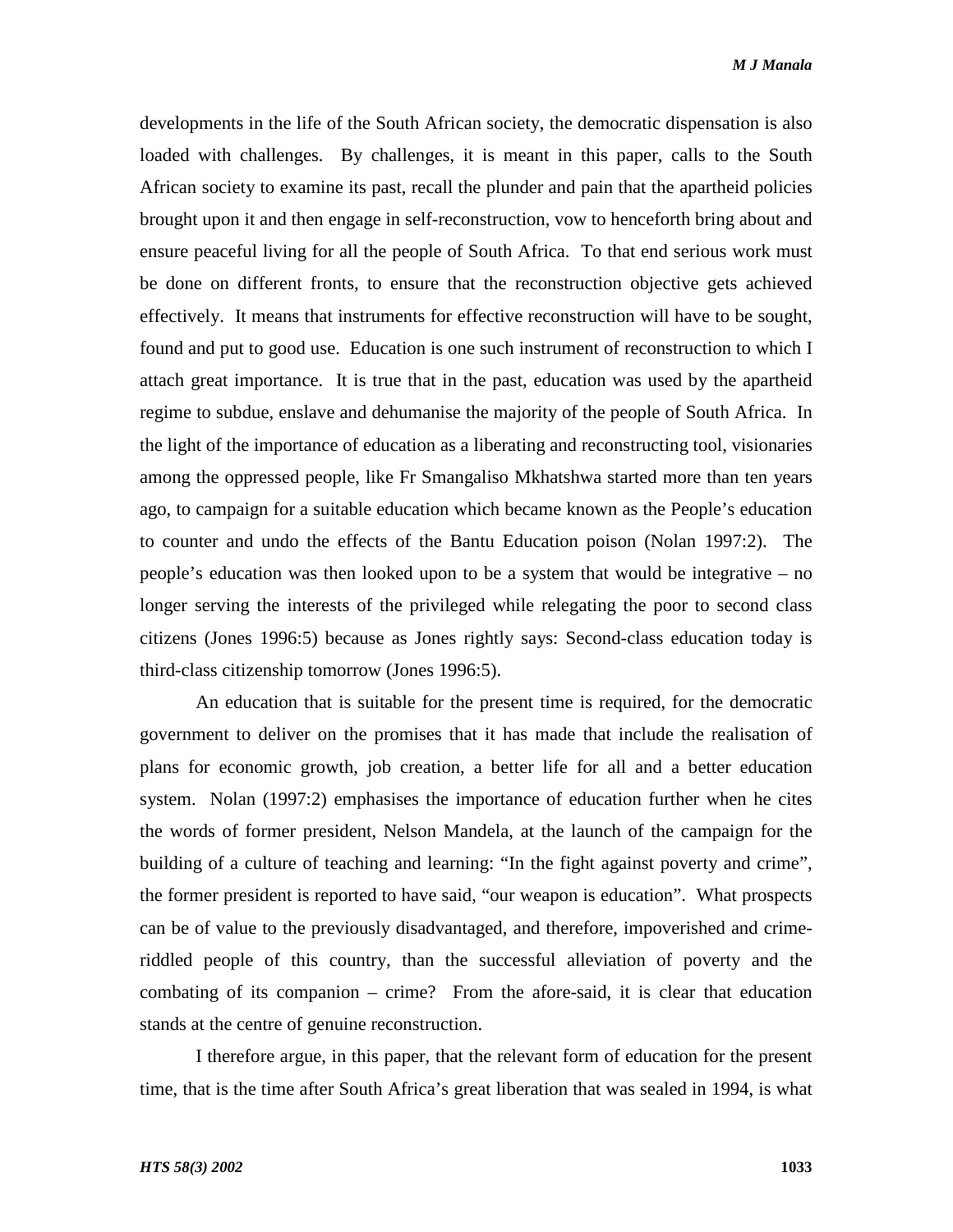developments in the life of the South African society, the democratic dispensation is also loaded with challenges. By challenges, it is meant in this paper, calls to the South African society to examine its past, recall the plunder and pain that the apartheid policies brought upon it and then engage in self-reconstruction, vow to henceforth bring about and ensure peaceful living for all the people of South Africa. To that end serious work must be done on different fronts, to ensure that the reconstruction objective gets achieved effectively. It means that instruments for effective reconstruction will have to be sought, found and put to good use. Education is one such instrument of reconstruction to which I attach great importance. It is true that in the past, education was used by the apartheid regime to subdue, enslave and dehumanise the majority of the people of South Africa. In the light of the importance of education as a liberating and reconstructing tool, visionaries among the oppressed people, like Fr Smangaliso Mkhatshwa started more than ten years ago, to campaign for a suitable education which became known as the People's education to counter and undo the effects of the Bantu Education poison (Nolan 1997:2). The people's education was then looked upon to be a system that would be integrative – no longer serving the interests of the privileged while relegating the poor to second class citizens (Jones 1996:5) because as Jones rightly says: Second-class education today is third-class citizenship tomorrow (Jones 1996:5).

An education that is suitable for the present time is required, for the democratic government to deliver on the promises that it has made that include the realisation of plans for economic growth, job creation, a better life for all and a better education system. Nolan (1997:2) emphasises the importance of education further when he cites the words of former president, Nelson Mandela, at the launch of the campaign for the building of a culture of teaching and learning: "In the fight against poverty and crime", the former president is reported to have said, "our weapon is education". What prospects can be of value to the previously disadvantaged, and therefore, impoverished and crime-riddled people of this country, than the successful alleviation of poverty and the combating of its companion – crime? From the afore-said, it is clear that education stands at the centre of genuine reconstruction.

I therefore argue, in this paper, that the relevant form of education for the present time, that is the time after South Africa's great liberation that was sealed in 1994, is what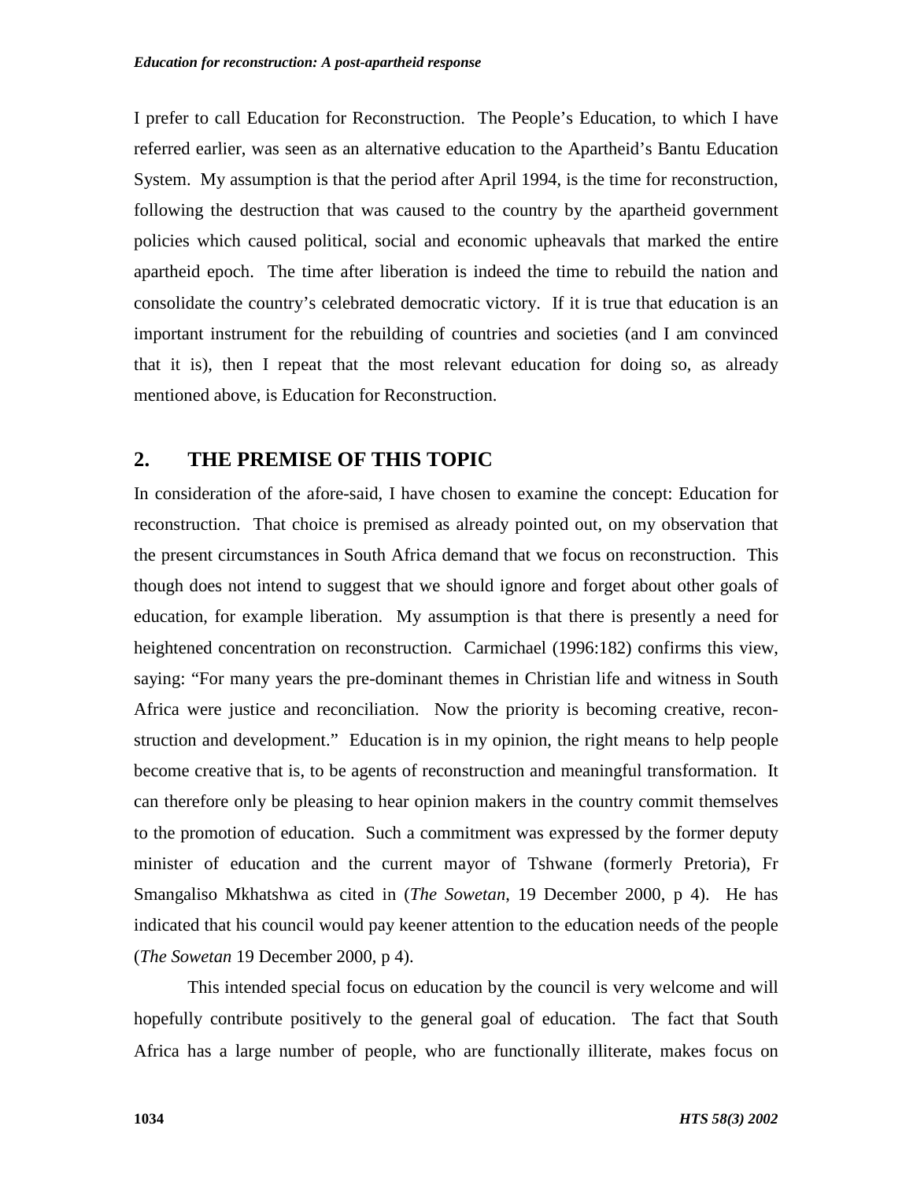I prefer to call Education for Reconstruction. The People's Education, to which I have referred earlier, was seen as an alternative education to the Apartheid's Bantu Education System. My assumption is that the period after April 1994, is the time for reconstruction, following the destruction that was caused to the country by the apartheid government policies which caused political, social and economic upheavals that marked the entire apartheid epoch. The time after liberation is indeed the time to rebuild the nation and consolidate the country's celebrated democratic victory. If it is true that education is an important instrument for the rebuilding of countries and societies (and I am convinced that it is), then I repeat that the most relevant education for doing so, as already mentioned above, is Education for Reconstruction.

## 2. THE PREMISE OF THIS TOPIC

In consideration of the afore-said, I have chosen to examine the concept: Education for reconstruction. That choice is premised as already pointed out, on my observation that the present circumstances in South Africa demand that we focus on reconstruction. This though does not intend to suggest that we should ignore and forget about other goals of education, for example liberation. My assumption is that there is presently a need for heightened concentration on reconstruction. Carmichael (1996:182) confirms this view, saying: "For many years the pre-dominant themes in Christian life and witness in South Africa were justice and reconciliation. Now the priority is becoming creative, reconstruction and development." Education is in my opinion, the right means to help people become creative that is, to be agents of reconstruction and meaningful transformation. It can therefore only be pleasing to hear opinion makers in the country commit themselves to the promotion of education. Such a commitment was expressed by the former deputy minister of education and the current mayor of Tshwane (formerly Pretoria), Fr Smangaliso Mkhatshwa as cited in (*The Sowetan*, 19 December 2000, p 4). He has indicated that his council would pay keener attention to the education needs of the people (*The Sowetan* 19 December 2000, p 4).

This intended special focus on education by the council is very welcome and will hopefully contribute positively to the general goal of education. The fact that South Africa has a large number of people, who are functionally illiterate, makes focus on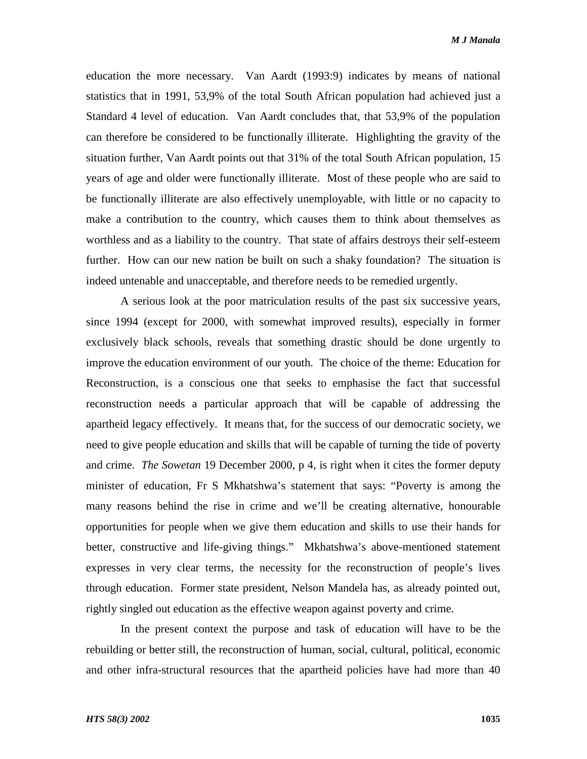education the more necessary. Van Aardt (1993:9) indicates by means of national statistics that in 1991, 53,9% of the total South African population had achieved just a Standard 4 level of education. Van Aardt concludes that, that 53,9% of the population can therefore be considered to be functionally illiterate. Highlighting the gravity of the situation further, Van Aardt points out that 31% of the total South African population, 15 years of age and older were functionally illiterate. Most of these people who are said to be functionally illiterate are also effectively unemployable, with little or no capacity to make a contribution to the country, which causes them to think about themselves as worthless and as a liability to the country. That state of affairs destroys their self-esteem further. How can our new nation be built on such a shaky foundation? The situation is indeed untenable and unacceptable, and therefore needs to be remedied urgently.

A serious look at the poor matriculation results of the past six successive years, since 1994 (except for 2000, with somewhat improved results), especially in former exclusively black schools, reveals that something drastic should be done urgently to improve the education environment of our youth. The choice of the theme: Education for Reconstruction, is a conscious one that seeks to emphasise the fact that successful reconstruction needs a particular approach that will be capable of addressing the apartheid legacy effectively. It means that, for the success of our democratic society, we need to give people education and skills that will be capable of turning the tide of poverty and crime. *The Sowetan* 19 December 2000, p 4, is right when it cites the former deputy minister of education, Fr S Mkhatshwa's statement that says: "Poverty is among the many reasons behind the rise in crime and we'll be creating alternative, honourable opportunities for people when we give them education and skills to use their hands for better, constructive and life-giving things." Mkhatshwa's above-mentioned statement expresses in very clear terms, the necessity for the reconstruction of people's lives through education. Former state president, Nelson Mandela has, as already pointed out, rightly singled out education as the effective weapon against poverty and crime.

In the present context the purpose and task of education will have to be the rebuilding or better still, the reconstruction of human, social, cultural, political, economic and other infra-structural resources that the apartheid policies have had more than 40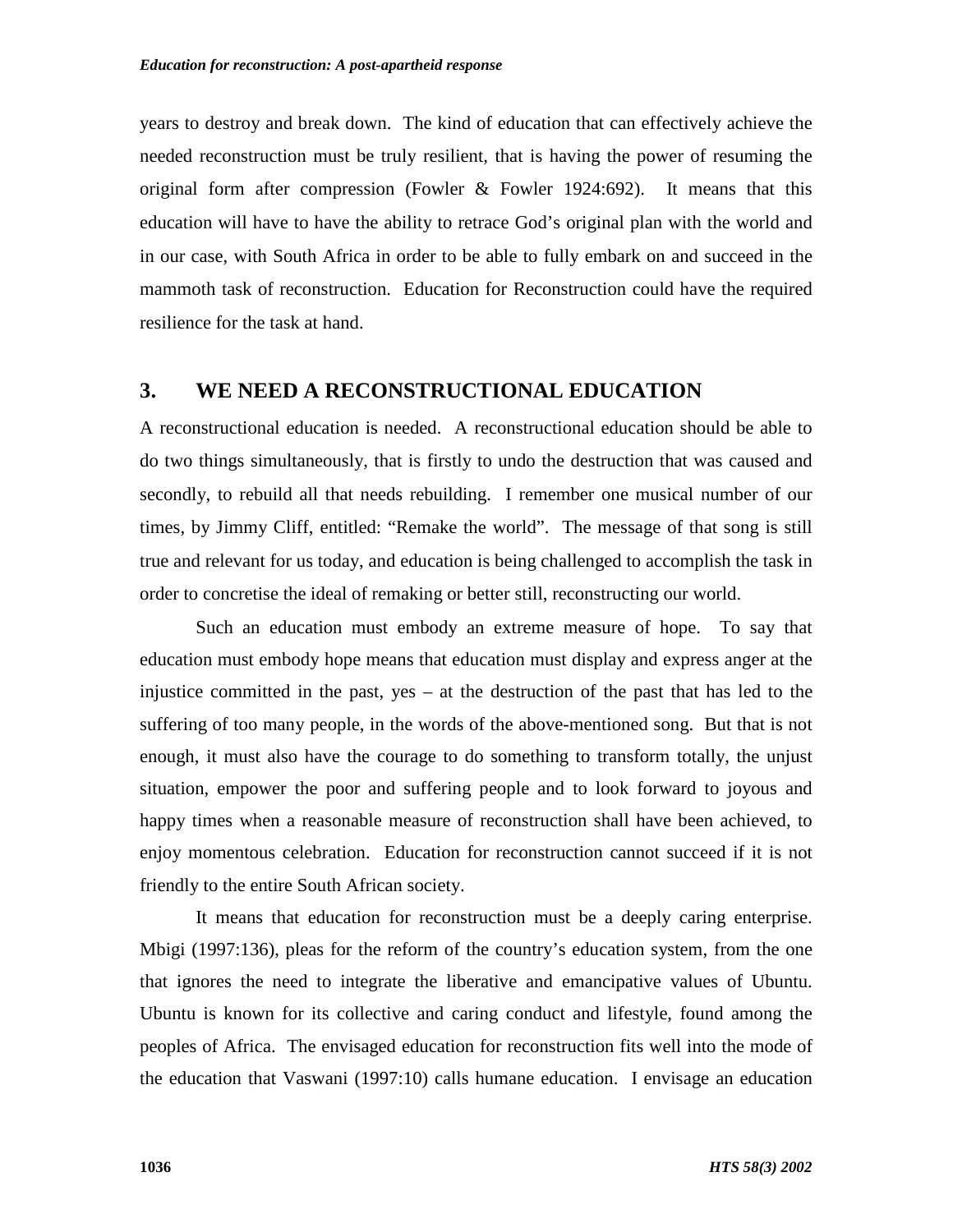years to destroy and break down. The kind of education that can effectively achieve the needed reconstruction must be truly resilient, that is having the power of resuming the original form after compression (Fowler & Fowler 1924:692). It means that this education will have to have the ability to retrace God's original plan with the world and in our case, with South Africa in order to be able to fully embark on and succeed in the mammoth task of reconstruction. Education for Reconstruction could have the required resilience for the task at hand.

## 3. WE NEED A RECONSTRUCTIONAL EDUCATION

A reconstructional education is needed. A reconstructional education should be able to do two things simultaneously, that is firstly to undo the destruction that was caused and secondly, to rebuild all that needs rebuilding. I remember one musical number of our times, by Jimmy Cliff, entitled: "Remake the world". The message of that song is still true and relevant for us today, and education is being challenged to accomplish the task in order to concretise the ideal of remaking or better still, reconstructing our world.

Such an education must embody an extreme measure of hope. To say that education must embody hope means that education must display and express anger at the injustice committed in the past, yes – at the destruction of the past that has led to the suffering of too many people, in the words of the above-mentioned song. But that is not enough, it must also have the courage to do something to transform totally, the unjust situation, empower the poor and suffering people and to look forward to joyous and happy times when a reasonable measure of reconstruction shall have been achieved, to enjoy momentous celebration. Education for reconstruction cannot succeed if it is not friendly to the entire South African society.

It means that education for reconstruction must be a deeply caring enterprise. Mbigi (1997:136), pleas for the reform of the country's education system, from the one that ignores the need to integrate the liberative and emancipative values of Ubuntu. Ubuntu is known for its collective and caring conduct and lifestyle, found among the peoples of Africa. The envisaged education for reconstruction fits well into the mode of the education that Vaswani (1997:10) calls humane education. I envisage an education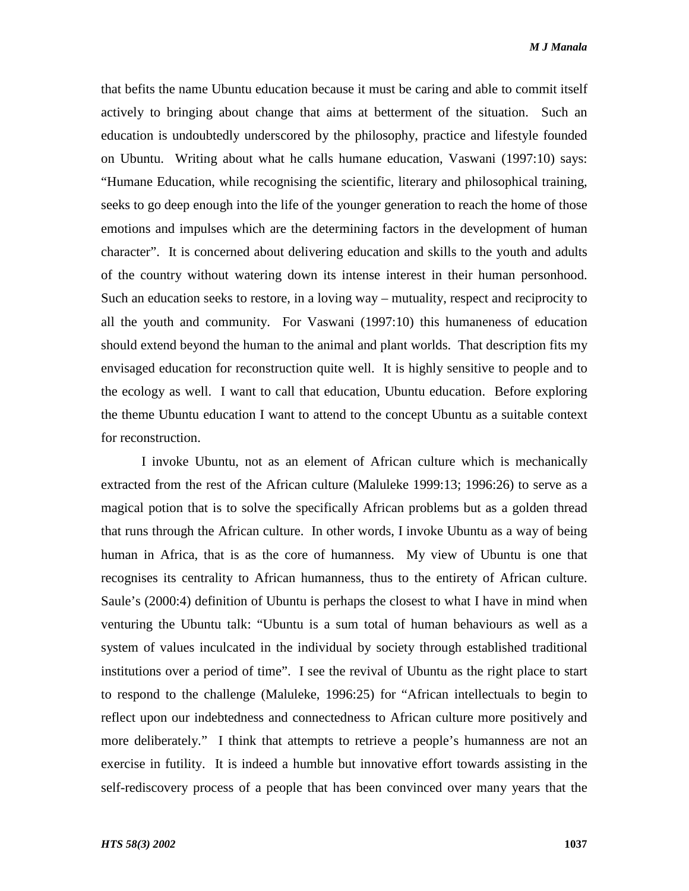that befits the name Ubuntu education because it must be caring and able to commit itself actively to bringing about change that aims at betterment of the situation. Such an education is undoubtedly underscored by the philosophy, practice and lifestyle founded on Ubuntu. Writing about what he calls humane education, Vaswani (1997:10) says: "Humane Education, while recognising the scientific, literary and philosophical training, seeks to go deep enough into the life of the younger generation to reach the home of those emotions and impulses which are the determining factors in the development of human character". It is concerned about delivering education and skills to the youth and adults of the country without watering down its intense interest in their human personhood. Such an education seeks to restore, in a loving way – mutuality, respect and reciprocity to all the youth and community. For Vaswani (1997:10) this humaneness of education should extend beyond the human to the animal and plant worlds. That description fits my envisaged education for reconstruction quite well. It is highly sensitive to people and to the ecology as well. I want to call that education, Ubuntu education. Before exploring the theme Ubuntu education I want to attend to the concept Ubuntu as a suitable context for reconstruction.

I invoke Ubuntu, not as an element of African culture which is mechanically extracted from the rest of the African culture (Maluleke 1999:13; 1996:26) to serve as a magical potion that is to solve the specifically African problems but as a golden thread that runs through the African culture. In other words, I invoke Ubuntu as a way of being human in Africa, that is as the core of humanness. My view of Ubuntu is one that recognises its centrality to African humanness, thus to the entirety of African culture. Saule's (2000:4) definition of Ubuntu is perhaps the closest to what I have in mind when venturing the Ubuntu talk: "Ubuntu is a sum total of human behaviours as well as a system of values inculcated in the individual by society through established traditional institutions over a period of time". I see the revival of Ubuntu as the right place to start to respond to the challenge (Maluleke, 1996:25) for "African intellectuals to begin to reflect upon our indebtedness and connectedness to African culture more positively and more deliberately." I think that attempts to retrieve a people's humanness are not an exercise in futility. It is indeed a humble but innovative effort towards assisting in the self-rediscovery process of a people that has been convinced over many years that the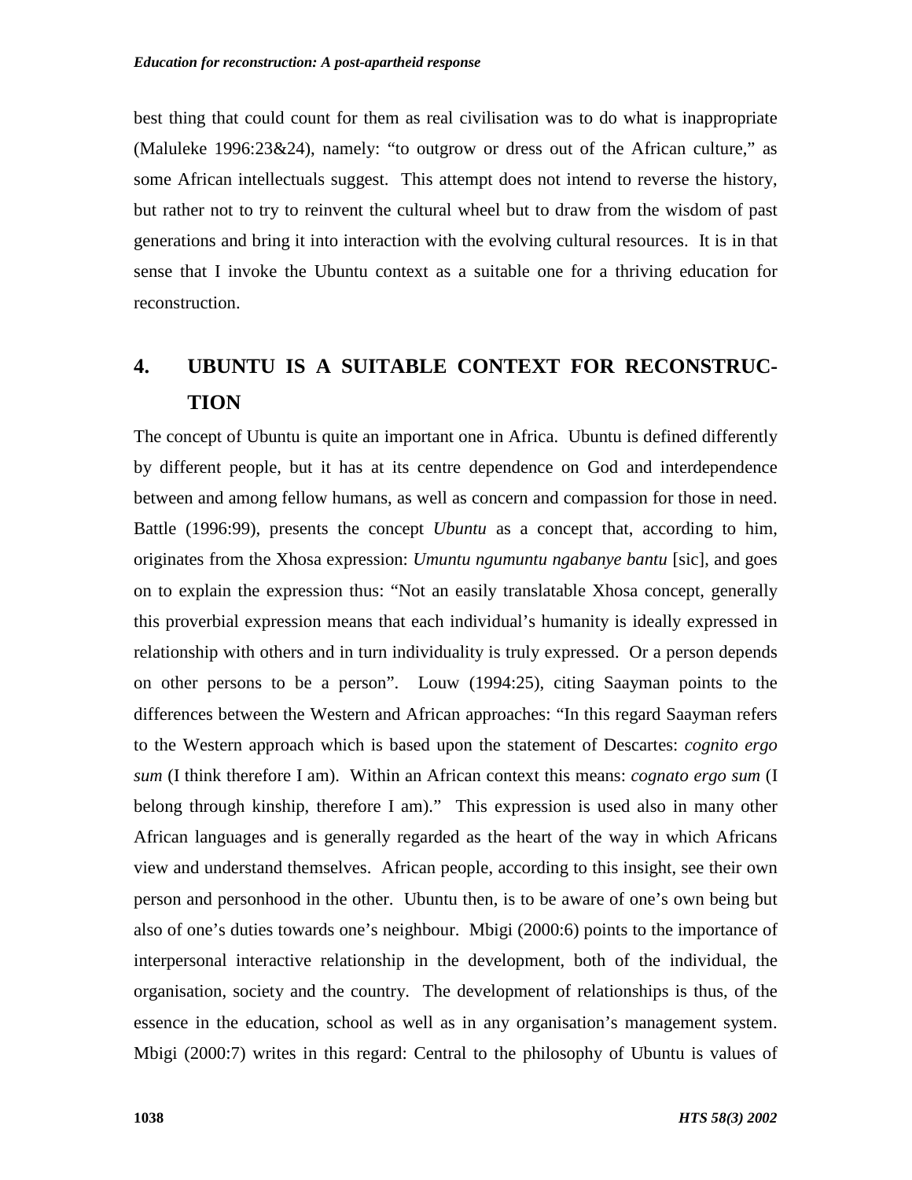best thing that could count for them as real civilisation was to do what is inappropriate (Maluleke 1996:23&24), namely: "to outgrow or dress out of the African culture," as some African intellectuals suggest. This attempt does not intend to reverse the history, but rather not to try to reinvent the cultural wheel but to draw from the wisdom of past generations and bring it into interaction with the evolving cultural resources. It is in that sense that I invoke the Ubuntu context as a suitable one for a thriving education for reconstruction.

## 4. UBUNTU IS A SUITABLE CONTEXT FOR RECONSTRUCTION

The concept of Ubuntu is quite an important one in Africa. Ubuntu is defined differently by different people, but it has at its centre dependence on God and interdependence between and among fellow humans, as well as concern and compassion for those in need. Battle (1996:99), presents the concept *Ubuntu* as a concept that, according to him, originates from the Xhosa expression: *Umuntu ngumuntu ngabanye bantu* [sic], and goes on to explain the expression thus: "Not an easily translatable Xhosa concept, generally this proverbial expression means that each individual's humanity is ideally expressed in relationship with others and in turn individuality is truly expressed. Or a person depends on other persons to be a person". Louw (1994:25), citing Saayman points to the differences between the Western and African approaches: "In this regard Saayman refers to the Western approach which is based upon the statement of Descartes: *cognito ergo sum* (I think therefore I am). Within an African context this means: *cognato ergo sum* (I belong through kinship, therefore I am)." This expression is used also in many other African languages and is generally regarded as the heart of the way in which Africans view and understand themselves. African people, according to this insight, see their own person and personhood in the other. Ubuntu then, is to be aware of one's own being but also of one's duties towards one's neighbour. Mbigi (2000:6) points to the importance of interpersonal interactive relationship in the development, both of the individual, the organisation, society and the country. The development of relationships is thus, of the essence in the education, school as well as in any organisation's management system. Mbigi (2000:7) writes in this regard: Central to the philosophy of Ubuntu is values of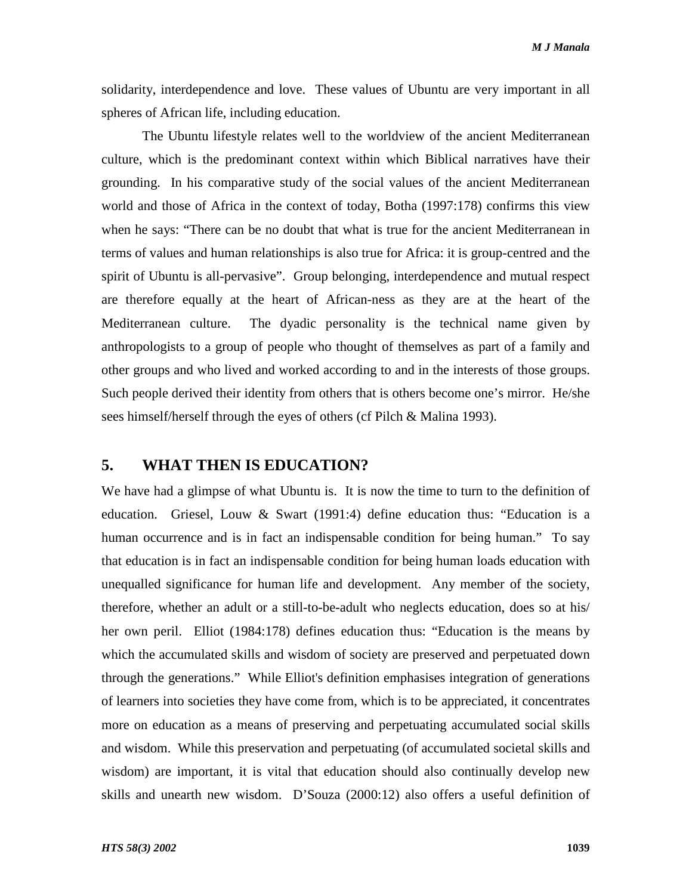solidarity, interdependence and love. These values of Ubuntu are very important in all spheres of African life, including education.

The Ubuntu lifestyle relates well to the worldview of the ancient Mediterranean culture, which is the predominant context within which Biblical narratives have their grounding. In his comparative study of the social values of the ancient Mediterranean world and those of Africa in the context of today, Botha (1997:178) confirms this view when he says: "There can be no doubt that what is true for the ancient Mediterranean in terms of values and human relationships is also true for Africa: it is group-centred and the spirit of Ubuntu is all-pervasive". Group belonging, interdependence and mutual respect are therefore equally at the heart of African-ness as they are at the heart of the Mediterranean culture. The dyadic personality is the technical name given by anthropologists to a group of people who thought of themselves as part of a family and other groups and who lived and worked according to and in the interests of those groups. Such people derived their identity from others that is others become one's mirror. He/she sees himself/herself through the eyes of others (cf Pilch & Malina 1993).

## 5. WHAT THEN IS EDUCATION?

We have had a glimpse of what Ubuntu is. It is now the time to turn to the definition of education. Griesel, Louw & Swart (1991:4) define education thus: "Education is a human occurrence and is in fact an indispensable condition for being human." To say that education is in fact an indispensable condition for being human loads education with unequalled significance for human life and development. Any member of the society, therefore, whether an adult or a still-to-be-adult who neglects education, does so at his/ her own peril. Elliot (1984:178) defines education thus: "Education is the means by which the accumulated skills and wisdom of society are preserved and perpetuated down through the generations." While Elliot's definition emphasises integration of generations of learners into societies they have come from, which is to be appreciated, it concentrates more on education as a means of preserving and perpetuating accumulated social skills and wisdom. While this preservation and perpetuating (of accumulated societal skills and wisdom) are important, it is vital that education should also continually develop new skills and unearth new wisdom. D'Souza (2000:12) also offers a useful definition of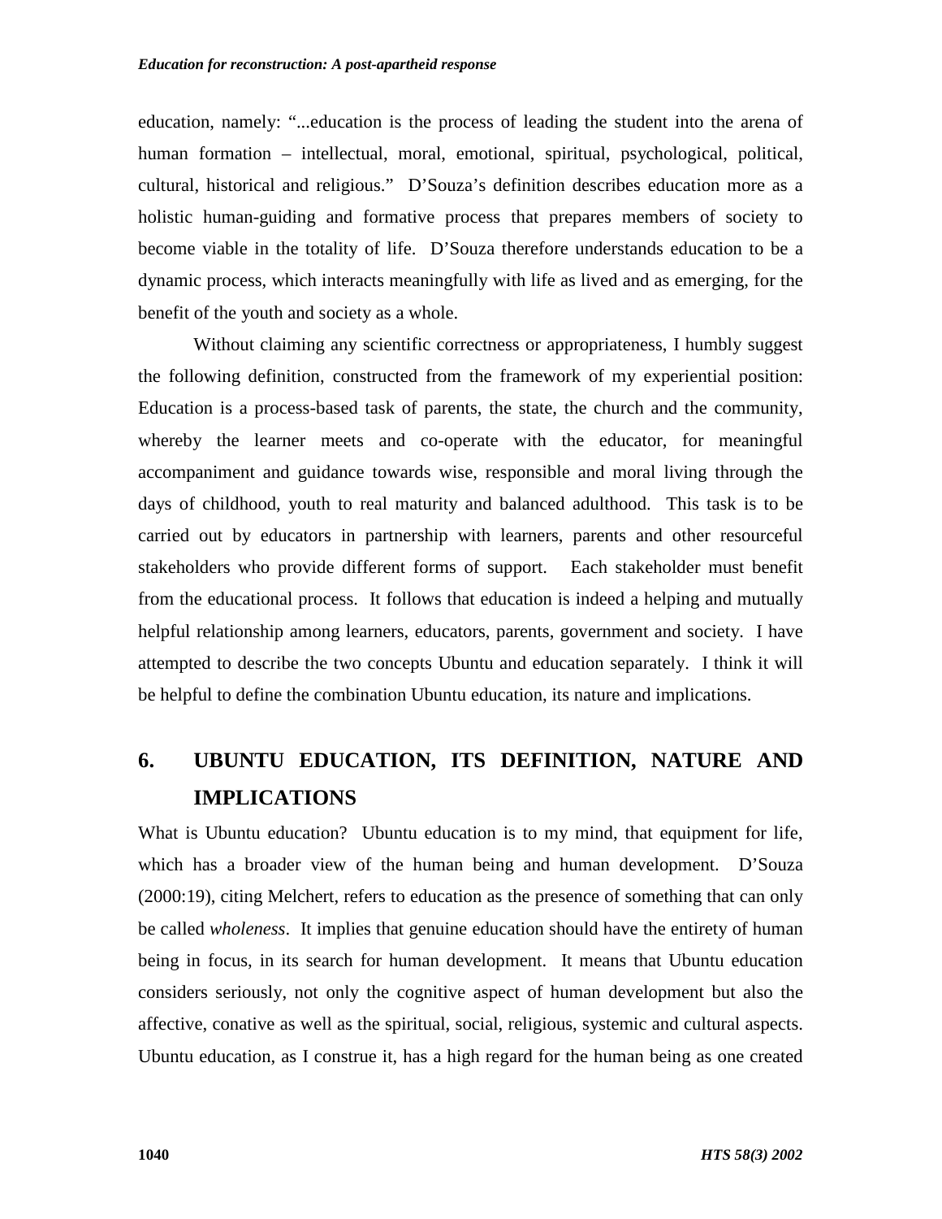education, namely: "...education is the process of leading the student into the arena of human formation – intellectual, moral, emotional, spiritual, psychological, political, cultural, historical and religious." D'Souza's definition describes education more as a holistic human-guiding and formative process that prepares members of society to become viable in the totality of life. D'Souza therefore understands education to be a dynamic process, which interacts meaningfully with life as lived and as emerging, for the benefit of the youth and society as a whole.

Without claiming any scientific correctness or appropriateness, I humbly suggest the following definition, constructed from the framework of my experiential position: Education is a process-based task of parents, the state, the church and the community, whereby the learner meets and co-operate with the educator, for meaningful accompaniment and guidance towards wise, responsible and moral living through the days of childhood, youth to real maturity and balanced adulthood. This task is to be carried out by educators in partnership with learners, parents and other resourceful stakeholders who provide different forms of support. Each stakeholder must benefit from the educational process. It follows that education is indeed a helping and mutually helpful relationship among learners, educators, parents, government and society. I have attempted to describe the two concepts Ubuntu and education separately. I think it will be helpful to define the combination Ubuntu education, its nature and implications.

## 6. UBUNTU EDUCATION, ITS DEFINITION, NATURE AND IMPLICATIONS

What is Ubuntu education? Ubuntu education is to my mind, that equipment for life, which has a broader view of the human being and human development. D'Souza (2000:19), citing Melchert, refers to education as the presence of something that can only be called *wholeness*. It implies that genuine education should have the entirety of human being in focus, in its search for human development. It means that Ubuntu education considers seriously, not only the cognitive aspect of human development but also the affective, conative as well as the spiritual, social, religious, systemic and cultural aspects. Ubuntu education, as I construe it, has a high regard for the human being as one created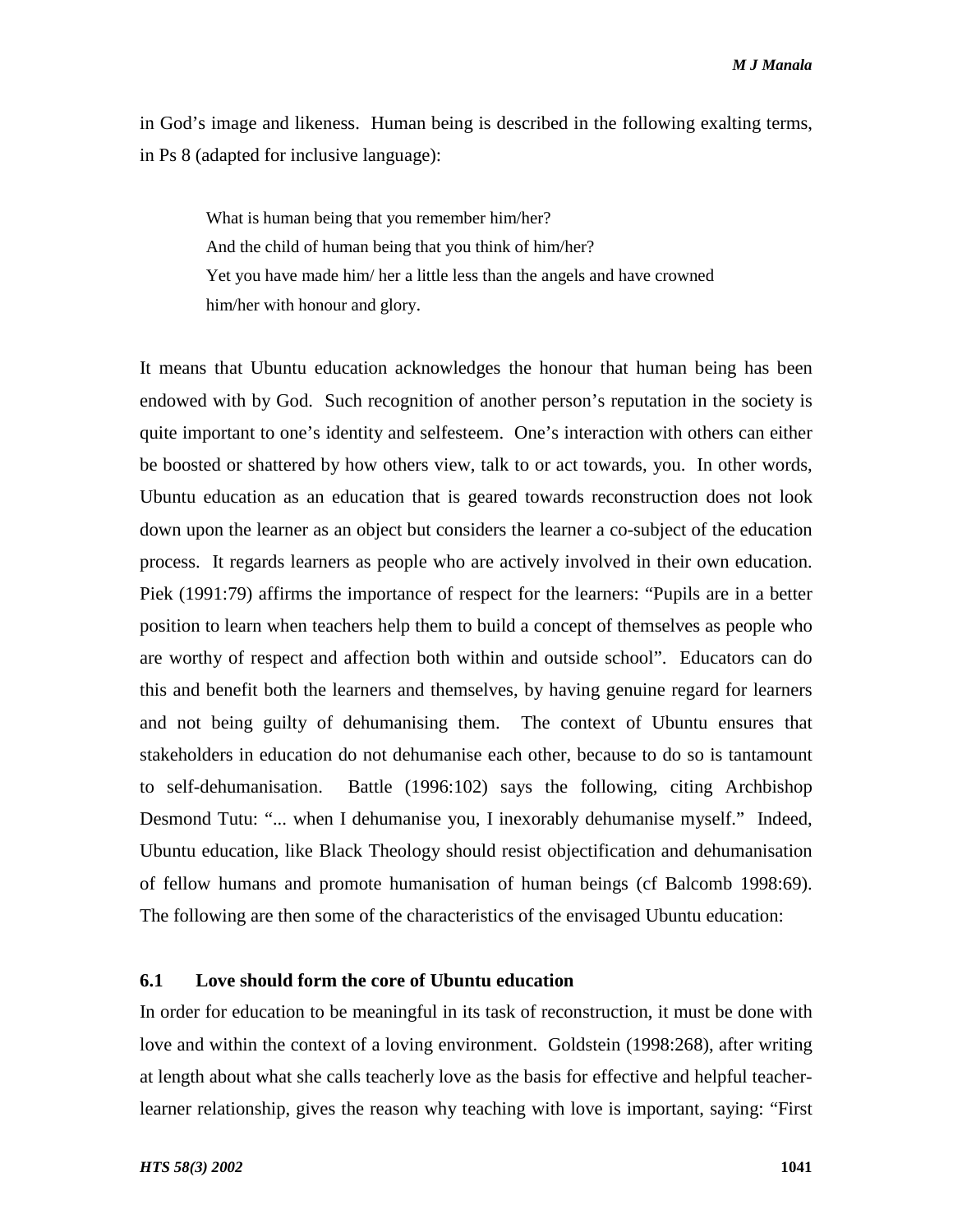in God's image and likeness. Human being is described in the following exalting terms, in Ps 8 (adapted for inclusive language):

> What is human being that you remember him/her?
> And the child of human being that you think of him/her?
> Yet you have made him/ her a little less than the angels and have crowned him/her with honour and glory.

It means that Ubuntu education acknowledges the honour that human being has been endowed with by God. Such recognition of another person's reputation in the society is quite important to one's identity and selfesteem. One's interaction with others can either be boosted or shattered by how others view, talk to or act towards, you. In other words, Ubuntu education as an education that is geared towards reconstruction does not look down upon the learner as an object but considers the learner a co-subject of the education process. It regards learners as people who are actively involved in their own education. Piek (1991:79) affirms the importance of respect for the learners: "Pupils are in a better position to learn when teachers help them to build a concept of themselves as people who are worthy of respect and affection both within and outside school". Educators can do this and benefit both the learners and themselves, by having genuine regard for learners and not being guilty of dehumanising them. The context of Ubuntu ensures that stakeholders in education do not dehumanise each other, because to do so is tantamount to self-dehumanisation. Battle (1996:102) says the following, citing Archbishop Desmond Tutu: "... when I dehumanise you, I inexorably dehumanise myself." Indeed, Ubuntu education, like Black Theology should resist objectification and dehumanisation of fellow humans and promote humanisation of human beings (cf Balcomb 1998:69). The following are then some of the characteristics of the envisaged Ubuntu education:

### 6.1 Love should form the core of Ubuntu education

In order for education to be meaningful in its task of reconstruction, it must be done with love and within the context of a loving environment. Goldstein (1998:268), after writing at length about what she calls teacherly love as the basis for effective and helpful teacher-learner relationship, gives the reason why teaching with love is important, saying: "First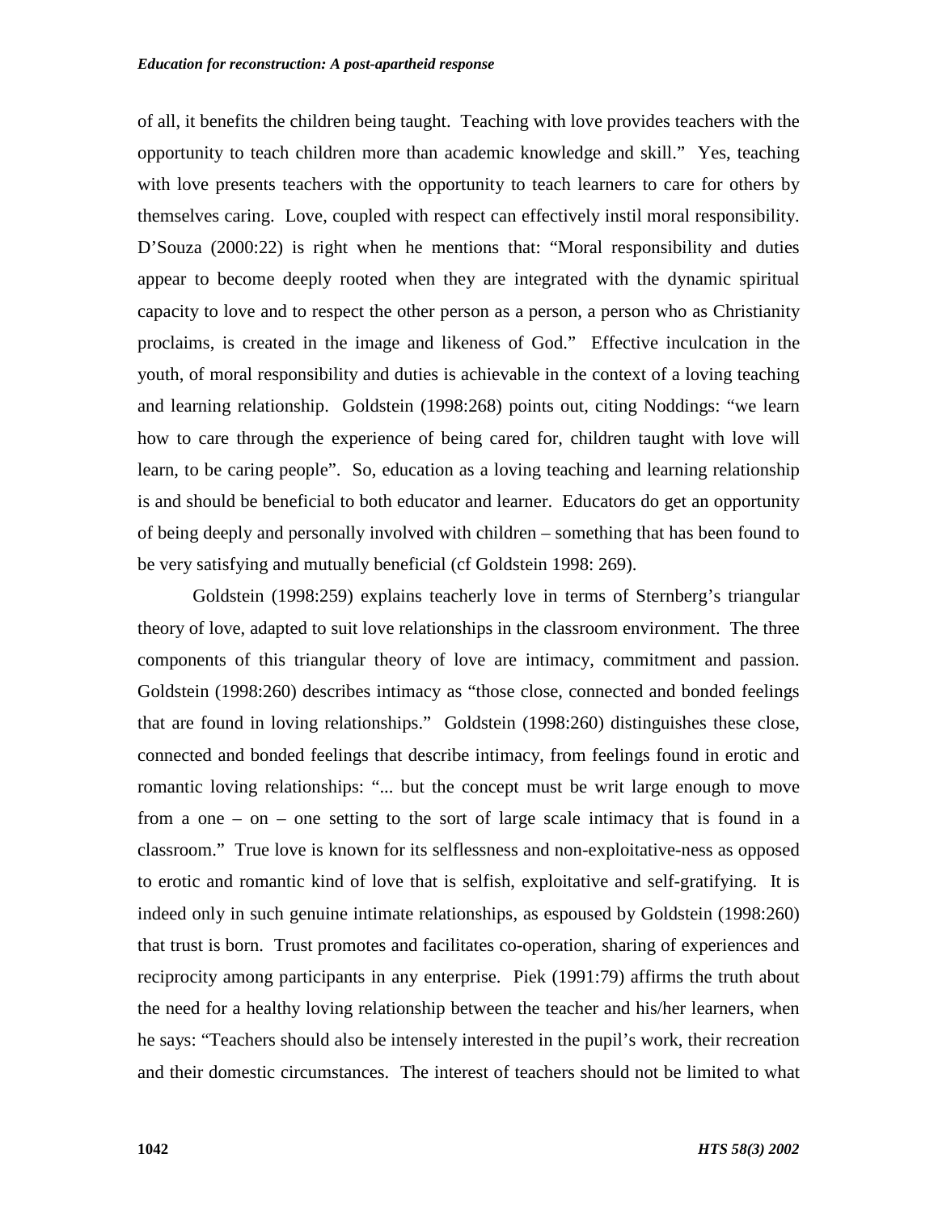of all, it benefits the children being taught. Teaching with love provides teachers with the opportunity to teach children more than academic knowledge and skill." Yes, teaching with love presents teachers with the opportunity to teach learners to care for others by themselves caring. Love, coupled with respect can effectively instil moral responsibility. D'Souza (2000:22) is right when he mentions that: "Moral responsibility and duties appear to become deeply rooted when they are integrated with the dynamic spiritual capacity to love and to respect the other person as a person, a person who as Christianity proclaims, is created in the image and likeness of God." Effective inculcation in the youth, of moral responsibility and duties is achievable in the context of a loving teaching and learning relationship. Goldstein (1998:268) points out, citing Noddings: "we learn how to care through the experience of being cared for, children taught with love will learn, to be caring people". So, education as a loving teaching and learning relationship is and should be beneficial to both educator and learner. Educators do get an opportunity of being deeply and personally involved with children – something that has been found to be very satisfying and mutually beneficial (cf Goldstein 1998: 269).

Goldstein (1998:259) explains teacherly love in terms of Sternberg's triangular theory of love, adapted to suit love relationships in the classroom environment. The three components of this triangular theory of love are intimacy, commitment and passion. Goldstein (1998:260) describes intimacy as "those close, connected and bonded feelings that are found in loving relationships." Goldstein (1998:260) distinguishes these close, connected and bonded feelings that describe intimacy, from feelings found in erotic and romantic loving relationships: "... but the concept must be writ large enough to move from a one – on – one setting to the sort of large scale intimacy that is found in a classroom." True love is known for its selflessness and non-exploitative-ness as opposed to erotic and romantic kind of love that is selfish, exploitative and self-gratifying. It is indeed only in such genuine intimate relationships, as espoused by Goldstein (1998:260) that trust is born. Trust promotes and facilitates co-operation, sharing of experiences and reciprocity among participants in any enterprise. Piek (1991:79) affirms the truth about the need for a healthy loving relationship between the teacher and his/her learners, when he says: "Teachers should also be intensely interested in the pupil's work, their recreation and their domestic circumstances. The interest of teachers should not be limited to what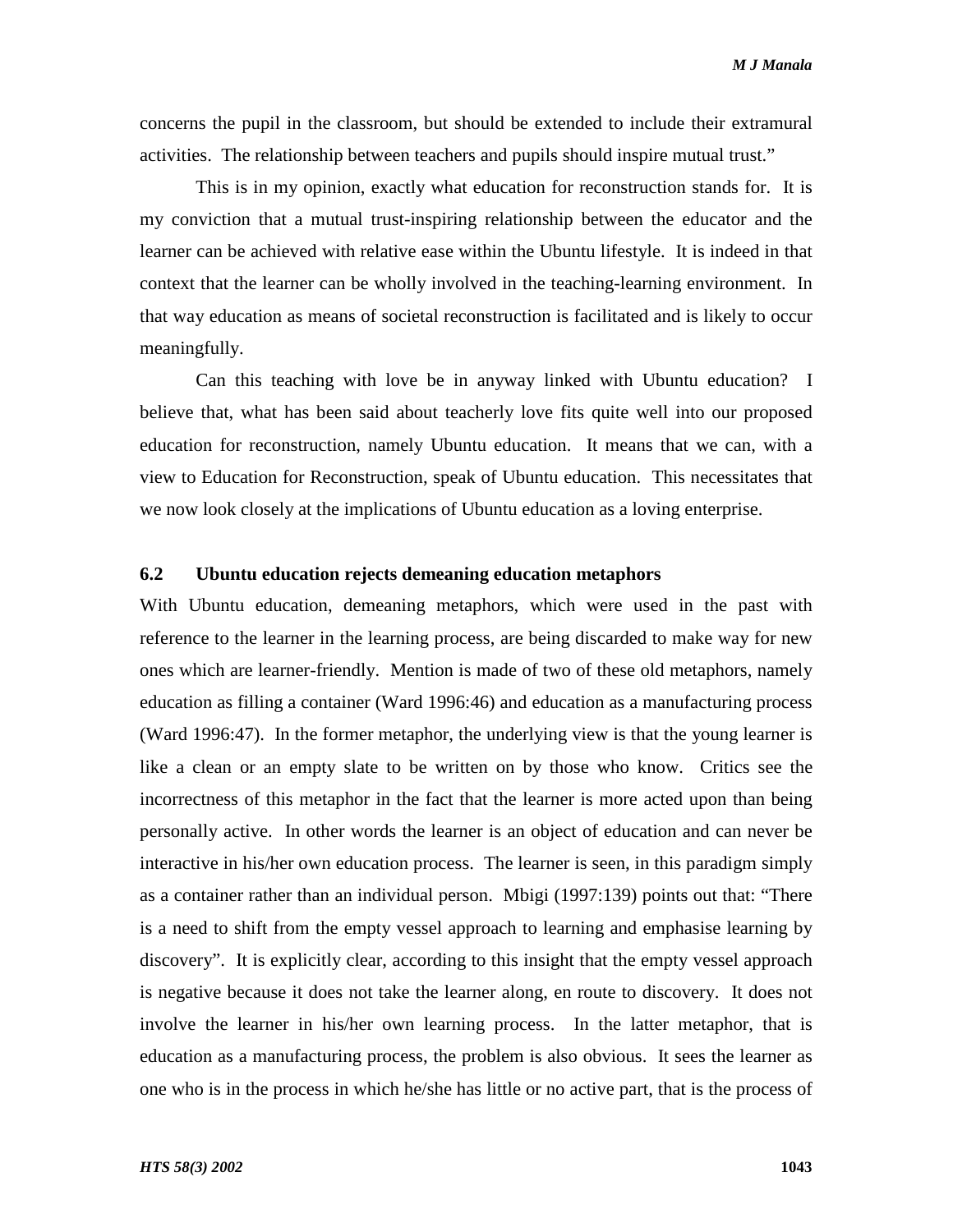concerns the pupil in the classroom, but should be extended to include their extramural activities. The relationship between teachers and pupils should inspire mutual trust."

This is in my opinion, exactly what education for reconstruction stands for. It is my conviction that a mutual trust-inspiring relationship between the educator and the learner can be achieved with relative ease within the Ubuntu lifestyle. It is indeed in that context that the learner can be wholly involved in the teaching-learning environment. In that way education as means of societal reconstruction is facilitated and is likely to occur meaningfully.

Can this teaching with love be in anyway linked with Ubuntu education? I believe that, what has been said about teacherly love fits quite well into our proposed education for reconstruction, namely Ubuntu education. It means that we can, with a view to Education for Reconstruction, speak of Ubuntu education. This necessitates that we now look closely at the implications of Ubuntu education as a loving enterprise.

### 6.2 Ubuntu education rejects demeaning education metaphors

With Ubuntu education, demeaning metaphors, which were used in the past with reference to the learner in the learning process, are being discarded to make way for new ones which are learner-friendly. Mention is made of two of these old metaphors, namely education as filling a container (Ward 1996:46) and education as a manufacturing process (Ward 1996:47). In the former metaphor, the underlying view is that the young learner is like a clean or an empty slate to be written on by those who know. Critics see the incorrectness of this metaphor in the fact that the learner is more acted upon than being personally active. In other words the learner is an object of education and can never be interactive in his/her own education process. The learner is seen, in this paradigm simply as a container rather than an individual person. Mbigi (1997:139) points out that: "There is a need to shift from the empty vessel approach to learning and emphasise learning by discovery". It is explicitly clear, according to this insight that the empty vessel approach is negative because it does not take the learner along, en route to discovery. It does not involve the learner in his/her own learning process. In the latter metaphor, that is education as a manufacturing process, the problem is also obvious. It sees the learner as one who is in the process in which he/she has little or no active part, that is the process of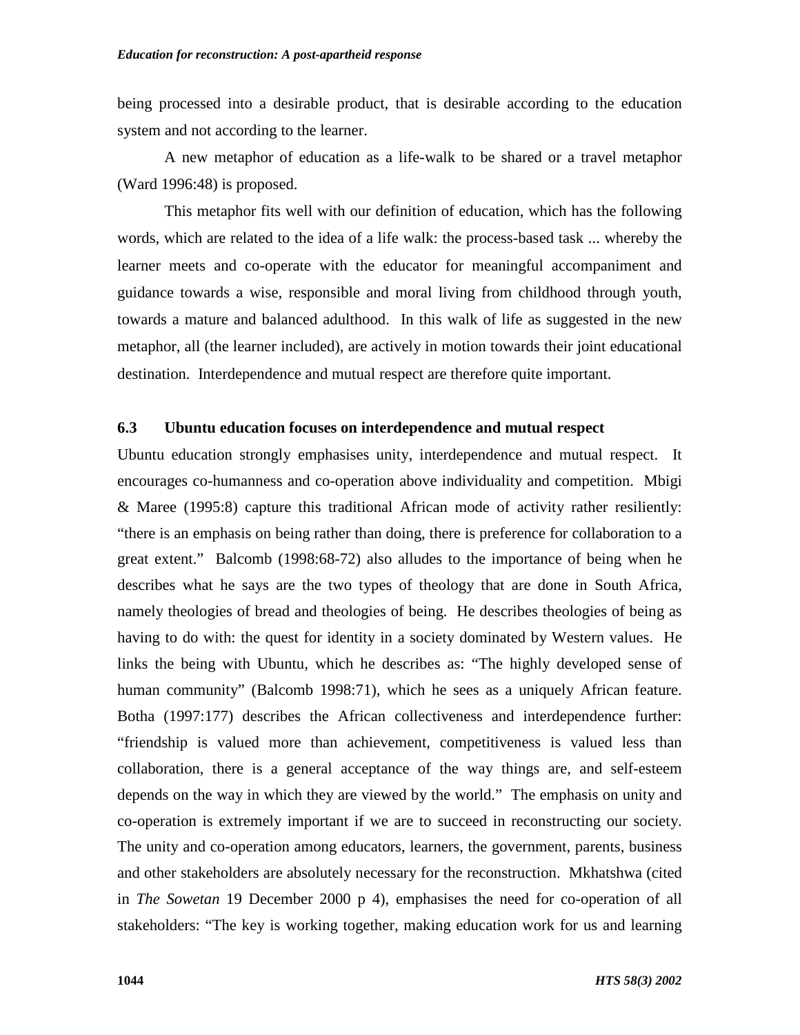being processed into a desirable product, that is desirable according to the education system and not according to the learner.

A new metaphor of education as a life-walk to be shared or a travel metaphor (Ward 1996:48) is proposed.

This metaphor fits well with our definition of education, which has the following words, which are related to the idea of a life walk: the process-based task ... whereby the learner meets and co-operate with the educator for meaningful accompaniment and guidance towards a wise, responsible and moral living from childhood through youth, towards a mature and balanced adulthood. In this walk of life as suggested in the new metaphor, all (the learner included), are actively in motion towards their joint educational destination. Interdependence and mutual respect are therefore quite important.

### 6.3 Ubuntu education focuses on interdependence and mutual respect

Ubuntu education strongly emphasises unity, interdependence and mutual respect. It encourages co-humanness and co-operation above individuality and competition. Mbigi & Maree (1995:8) capture this traditional African mode of activity rather resiliently: "there is an emphasis on being rather than doing, there is preference for collaboration to a great extent." Balcomb (1998:68-72) also alludes to the importance of being when he describes what he says are the two types of theology that are done in South Africa, namely theologies of bread and theologies of being. He describes theologies of being as having to do with: the quest for identity in a society dominated by Western values. He links the being with Ubuntu, which he describes as: "The highly developed sense of human community" (Balcomb 1998:71), which he sees as a uniquely African feature. Botha (1997:177) describes the African collectiveness and interdependence further: "friendship is valued more than achievement, competitiveness is valued less than collaboration, there is a general acceptance of the way things are, and self-esteem depends on the way in which they are viewed by the world." The emphasis on unity and co-operation is extremely important if we are to succeed in reconstructing our society. The unity and co-operation among educators, learners, the government, parents, business and other stakeholders are absolutely necessary for the reconstruction. Mkhatshwa (cited in *The Sowetan* 19 December 2000 p 4), emphasises the need for co-operation of all stakeholders: "The key is working together, making education work for us and learning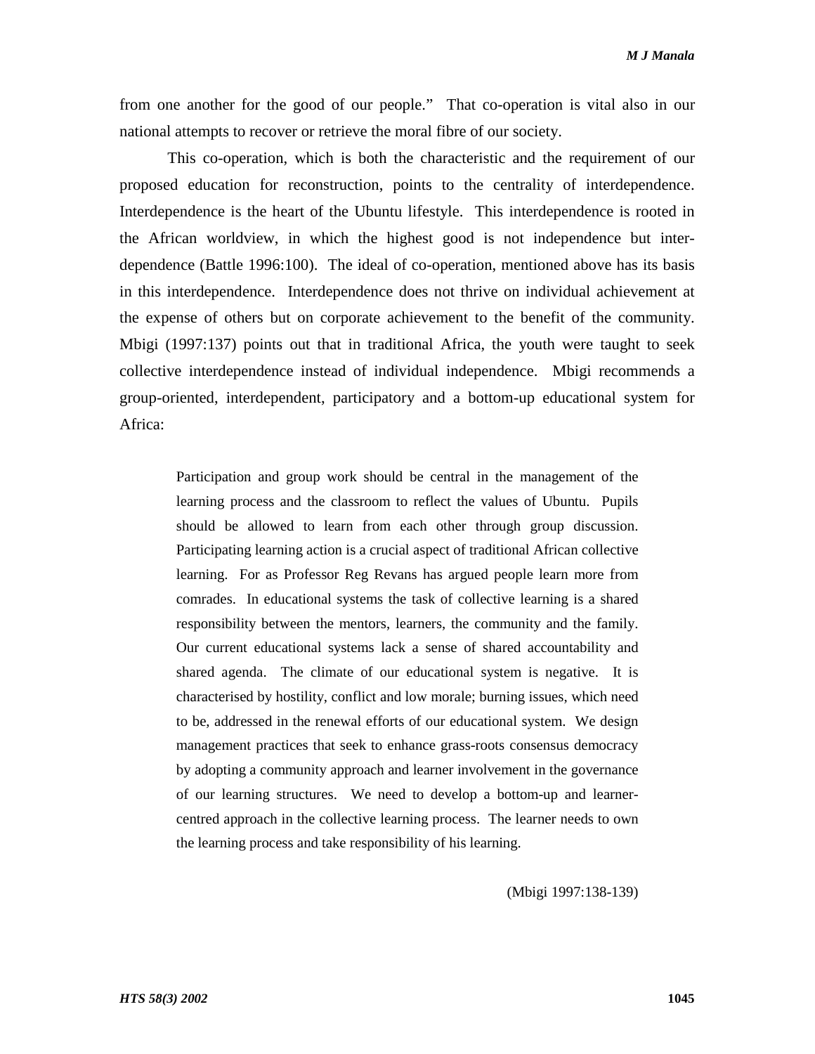from one another for the good of our people." That co-operation is vital also in our national attempts to recover or retrieve the moral fibre of our society.

This co-operation, which is both the characteristic and the requirement of our proposed education for reconstruction, points to the centrality of interdependence. Interdependence is the heart of the Ubuntu lifestyle. This interdependence is rooted in the African worldview, in which the highest good is not independence but interdependence (Battle 1996:100). The ideal of co-operation, mentioned above has its basis in this interdependence. Interdependence does not thrive on individual achievement at the expense of others but on corporate achievement to the benefit of the community. Mbigi (1997:137) points out that in traditional Africa, the youth were taught to seek collective interdependence instead of individual independence. Mbigi recommends a group-oriented, interdependent, participatory and a bottom-up educational system for Africa:

> Participation and group work should be central in the management of the learning process and the classroom to reflect the values of Ubuntu. Pupils should be allowed to learn from each other through group discussion. Participating learning action is a crucial aspect of traditional African collective learning. For as Professor Reg Revans has argued people learn more from comrades. In educational systems the task of collective learning is a shared responsibility between the mentors, learners, the community and the family. Our current educational systems lack a sense of shared accountability and shared agenda. The climate of our educational system is negative. It is characterised by hostility, conflict and low morale; burning issues, which need to be, addressed in the renewal efforts of our educational system. We design management practices that seek to enhance grass-roots consensus democracy by adopting a community approach and learner involvement in the governance of our learning structures. We need to develop a bottom-up and learner-centred approach in the collective learning process. The learner needs to own the learning process and take responsibility of his learning.
>
> (Mbigi 1997:138-139)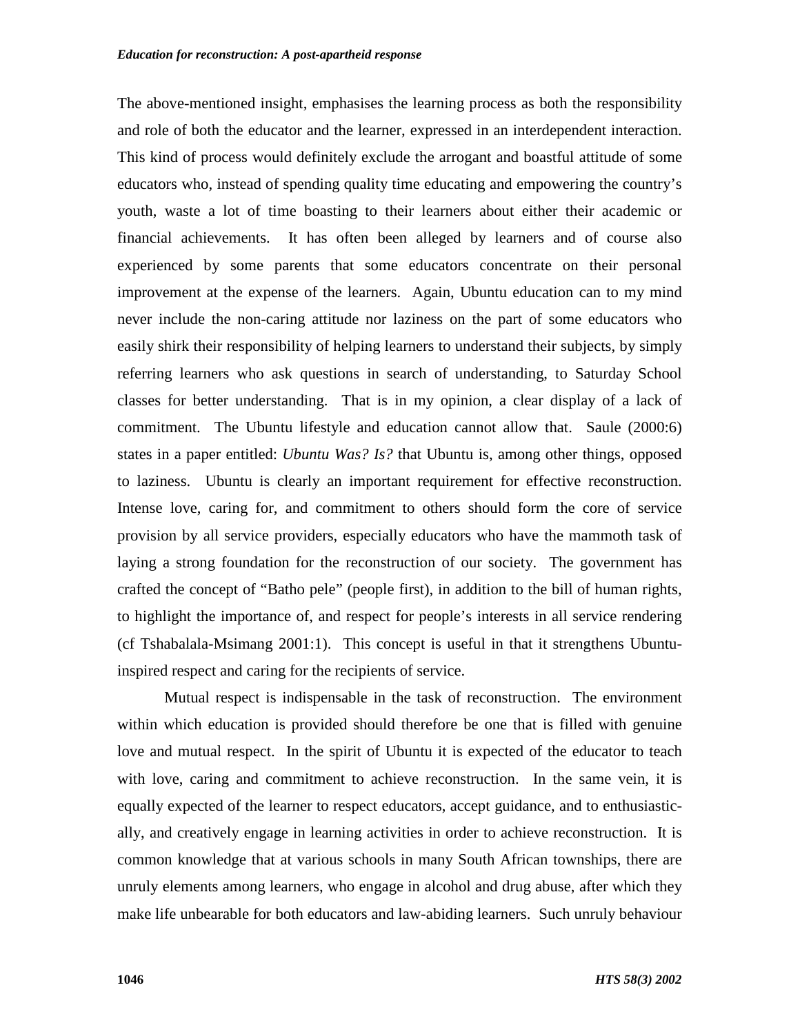The above-mentioned insight, emphasises the learning process as both the responsibility and role of both the educator and the learner, expressed in an interdependent interaction. This kind of process would definitely exclude the arrogant and boastful attitude of some educators who, instead of spending quality time educating and empowering the country's youth, waste a lot of time boasting to their learners about either their academic or financial achievements. It has often been alleged by learners and of course also experienced by some parents that some educators concentrate on their personal improvement at the expense of the learners. Again, Ubuntu education can to my mind never include the non-caring attitude nor laziness on the part of some educators who easily shirk their responsibility of helping learners to understand their subjects, by simply referring learners who ask questions in search of understanding, to Saturday School classes for better understanding. That is in my opinion, a clear display of a lack of commitment. The Ubuntu lifestyle and education cannot allow that. Saule (2000:6) states in a paper entitled: *Ubuntu Was? Is?* that Ubuntu is, among other things, opposed to laziness. Ubuntu is clearly an important requirement for effective reconstruction. Intense love, caring for, and commitment to others should form the core of service provision by all service providers, especially educators who have the mammoth task of laying a strong foundation for the reconstruction of our society. The government has crafted the concept of "Batho pele" (people first), in addition to the bill of human rights, to highlight the importance of, and respect for people's interests in all service rendering (cf Tshabalala-Msimang 2001:1). This concept is useful in that it strengthens Ubuntu-inspired respect and caring for the recipients of service.

Mutual respect is indispensable in the task of reconstruction. The environment within which education is provided should therefore be one that is filled with genuine love and mutual respect. In the spirit of Ubuntu it is expected of the educator to teach with love, caring and commitment to achieve reconstruction. In the same vein, it is equally expected of the learner to respect educators, accept guidance, and to enthusiastically, and creatively engage in learning activities in order to achieve reconstruction. It is common knowledge that at various schools in many South African townships, there are unruly elements among learners, who engage in alcohol and drug abuse, after which they make life unbearable for both educators and law-abiding learners. Such unruly behaviour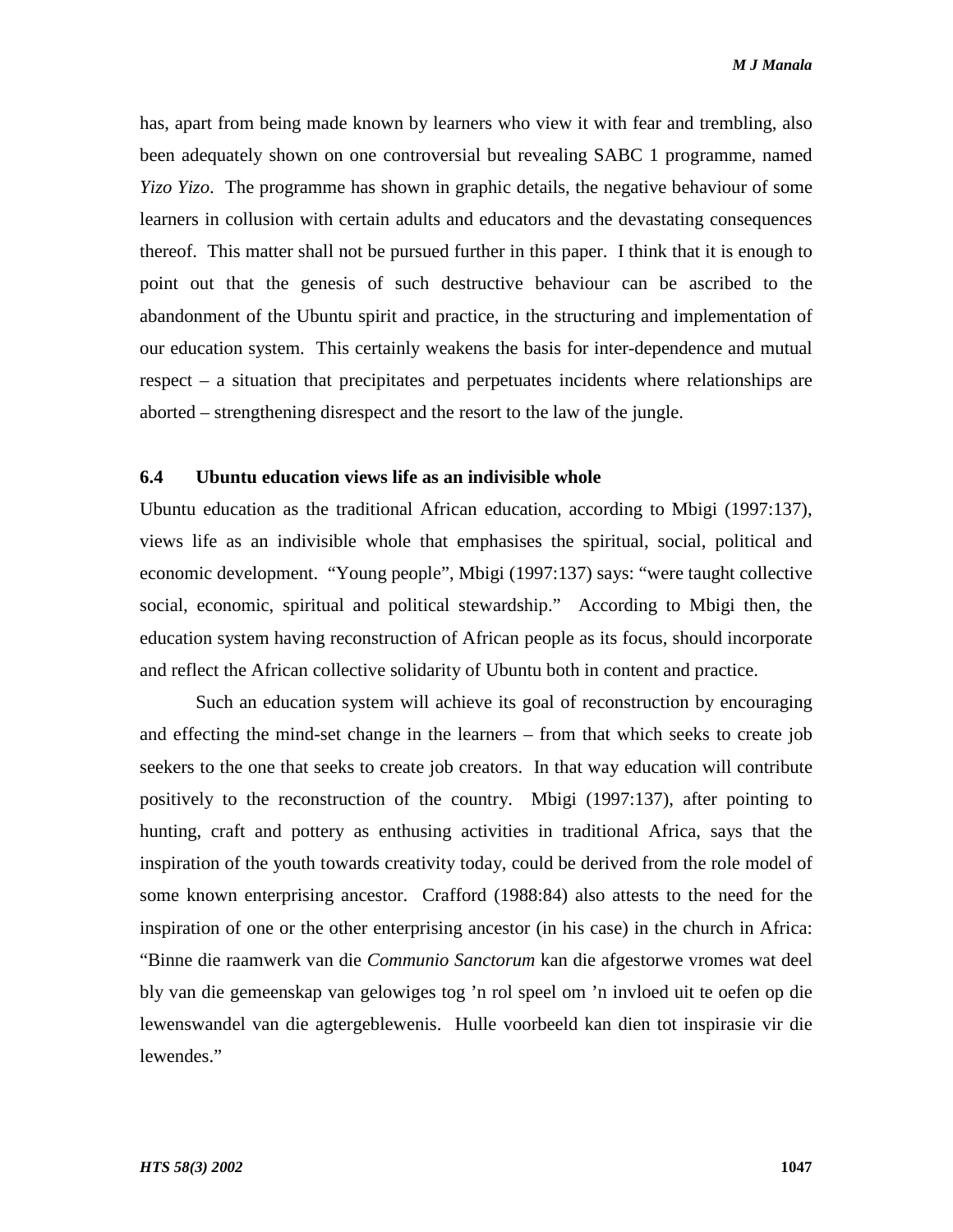has, apart from being made known by learners who view it with fear and trembling, also been adequately shown on one controversial but revealing SABC 1 programme, named *Yizo Yizo*. The programme has shown in graphic details, the negative behaviour of some learners in collusion with certain adults and educators and the devastating consequences thereof. This matter shall not be pursued further in this paper. I think that it is enough to point out that the genesis of such destructive behaviour can be ascribed to the abandonment of the Ubuntu spirit and practice, in the structuring and implementation of our education system. This certainly weakens the basis for inter-dependence and mutual respect – a situation that precipitates and perpetuates incidents where relationships are aborted – strengthening disrespect and the resort to the law of the jungle.

### 6.4 Ubuntu education views life as an indivisible whole

Ubuntu education as the traditional African education, according to Mbigi (1997:137), views life as an indivisible whole that emphasises the spiritual, social, political and economic development. "Young people", Mbigi (1997:137) says: "were taught collective social, economic, spiritual and political stewardship." According to Mbigi then, the education system having reconstruction of African people as its focus, should incorporate and reflect the African collective solidarity of Ubuntu both in content and practice.

Such an education system will achieve its goal of reconstruction by encouraging and effecting the mind-set change in the learners – from that which seeks to create job seekers to the one that seeks to create job creators. In that way education will contribute positively to the reconstruction of the country. Mbigi (1997:137), after pointing to hunting, craft and pottery as enthusing activities in traditional Africa, says that the inspiration of the youth towards creativity today, could be derived from the role model of some known enterprising ancestor. Crafford (1988:84) also attests to the need for the inspiration of one or the other enterprising ancestor (in his case) in the church in Africa: "Binne die raamwerk van die *Communio Sanctorum* kan die afgestorwe vromes wat deel bly van die gemeenskap van gelowiges tog 'n rol speel om 'n invloed uit te oefen op die lewenswandel van die agtergeblewenis. Hulle voorbeeld kan dien tot inspirasie vir die lewendes."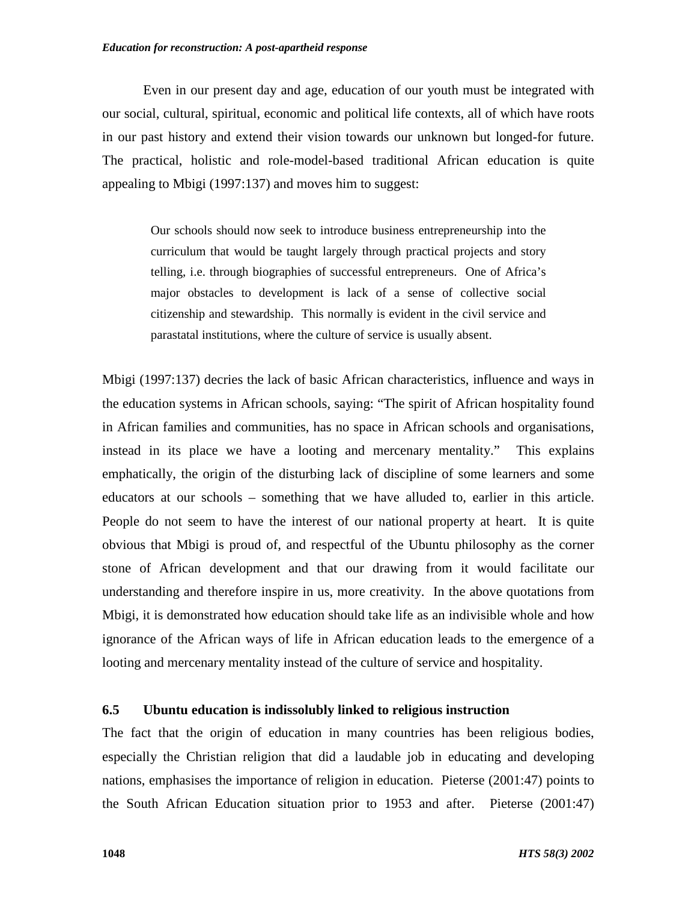Even in our present day and age, education of our youth must be integrated with our social, cultural, spiritual, economic and political life contexts, all of which have roots in our past history and extend their vision towards our unknown but longed-for future. The practical, holistic and role-model-based traditional African education is quite appealing to Mbigi (1997:137) and moves him to suggest:

> Our schools should now seek to introduce business entrepreneurship into the curriculum that would be taught largely through practical projects and story telling, i.e. through biographies of successful entrepreneurs. One of Africa's major obstacles to development is lack of a sense of collective social citizenship and stewardship. This normally is evident in the civil service and parastatal institutions, where the culture of service is usually absent.

Mbigi (1997:137) decries the lack of basic African characteristics, influence and ways in the education systems in African schools, saying: "The spirit of African hospitality found in African families and communities, has no space in African schools and organisations, instead in its place we have a looting and mercenary mentality." This explains emphatically, the origin of the disturbing lack of discipline of some learners and some educators at our schools – something that we have alluded to, earlier in this article. People do not seem to have the interest of our national property at heart. It is quite obvious that Mbigi is proud of, and respectful of the Ubuntu philosophy as the corner stone of African development and that our drawing from it would facilitate our understanding and therefore inspire in us, more creativity. In the above quotations from Mbigi, it is demonstrated how education should take life as an indivisible whole and how ignorance of the African ways of life in African education leads to the emergence of a looting and mercenary mentality instead of the culture of service and hospitality.

### 6.5 Ubuntu education is indissolubly linked to religious instruction

The fact that the origin of education in many countries has been religious bodies, especially the Christian religion that did a laudable job in educating and developing nations, emphasises the importance of religion in education. Pieterse (2001:47) points to the South African Education situation prior to 1953 and after. Pieterse (2001:47)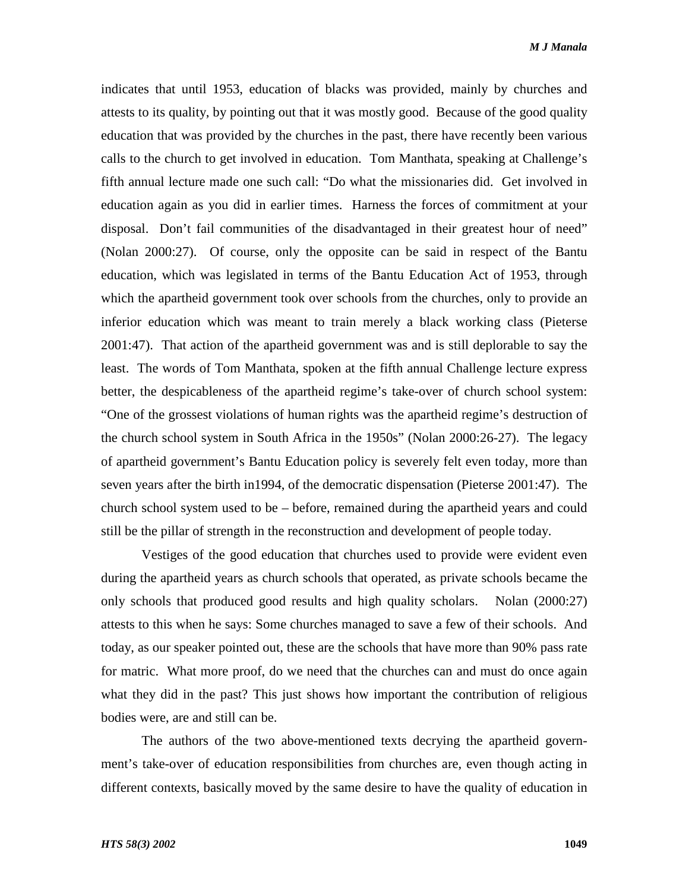indicates that until 1953, education of blacks was provided, mainly by churches and attests to its quality, by pointing out that it was mostly good. Because of the good quality education that was provided by the churches in the past, there have recently been various calls to the church to get involved in education. Tom Manthata, speaking at Challenge's fifth annual lecture made one such call: "Do what the missionaries did. Get involved in education again as you did in earlier times. Harness the forces of commitment at your disposal. Don't fail communities of the disadvantaged in their greatest hour of need" (Nolan 2000:27). Of course, only the opposite can be said in respect of the Bantu education, which was legislated in terms of the Bantu Education Act of 1953, through which the apartheid government took over schools from the churches, only to provide an inferior education which was meant to train merely a black working class (Pieterse 2001:47). That action of the apartheid government was and is still deplorable to say the least. The words of Tom Manthata, spoken at the fifth annual Challenge lecture express better, the despicableness of the apartheid regime's take-over of church school system: "One of the grossest violations of human rights was the apartheid regime's destruction of the church school system in South Africa in the 1950s" (Nolan 2000:26-27). The legacy of apartheid government's Bantu Education policy is severely felt even today, more than seven years after the birth in1994, of the democratic dispensation (Pieterse 2001:47). The church school system used to be – before, remained during the apartheid years and could still be the pillar of strength in the reconstruction and development of people today.

Vestiges of the good education that churches used to provide were evident even during the apartheid years as church schools that operated, as private schools became the only schools that produced good results and high quality scholars. Nolan (2000:27) attests to this when he says: Some churches managed to save a few of their schools. And today, as our speaker pointed out, these are the schools that have more than 90% pass rate for matric. What more proof, do we need that the churches can and must do once again what they did in the past? This just shows how important the contribution of religious bodies were, are and still can be.

The authors of the two above-mentioned texts decrying the apartheid government's take-over of education responsibilities from churches are, even though acting in different contexts, basically moved by the same desire to have the quality of education in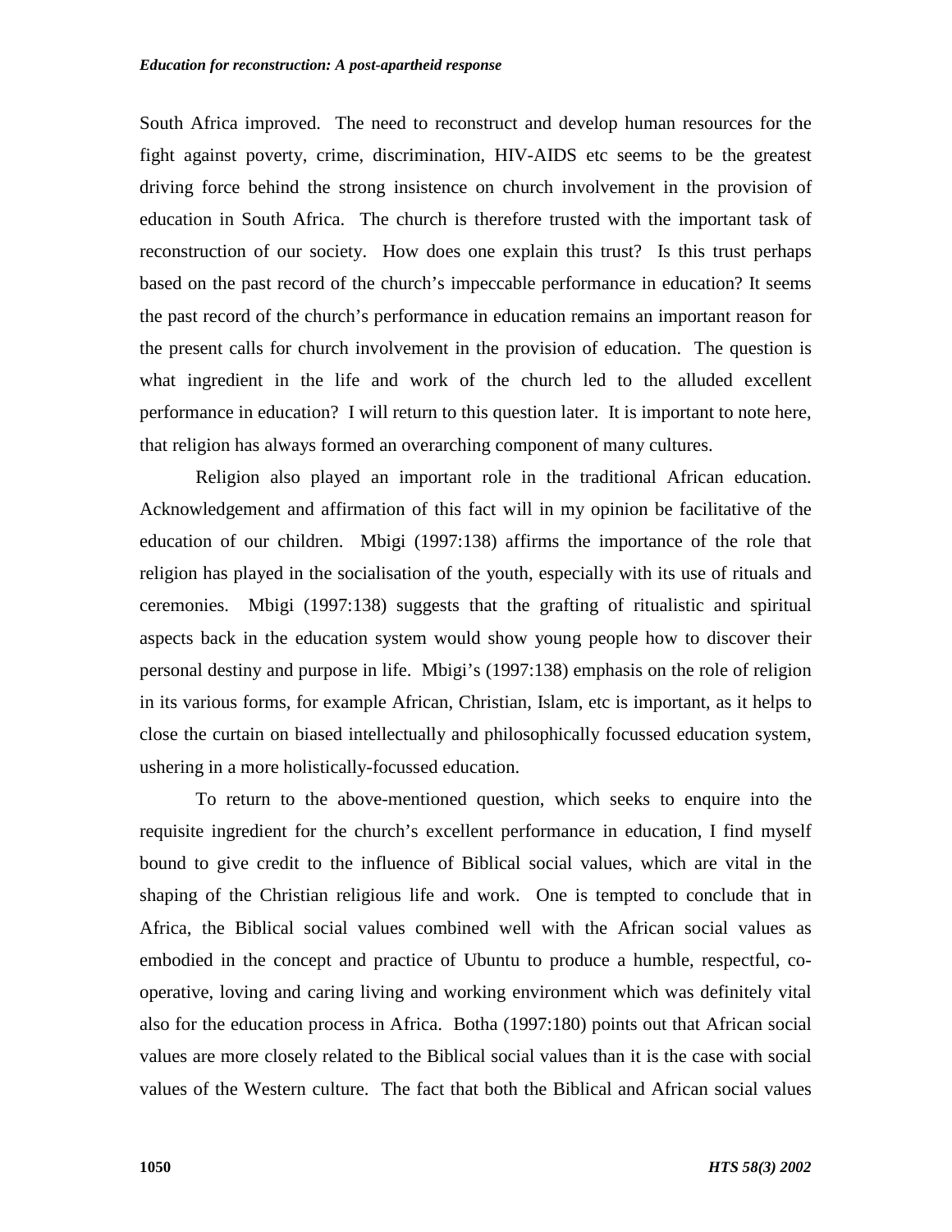South Africa improved. The need to reconstruct and develop human resources for the fight against poverty, crime, discrimination, HIV-AIDS etc seems to be the greatest driving force behind the strong insistence on church involvement in the provision of education in South Africa. The church is therefore trusted with the important task of reconstruction of our society. How does one explain this trust? Is this trust perhaps based on the past record of the church's impeccable performance in education? It seems the past record of the church's performance in education remains an important reason for the present calls for church involvement in the provision of education. The question is what ingredient in the life and work of the church led to the alluded excellent performance in education? I will return to this question later. It is important to note here, that religion has always formed an overarching component of many cultures.

Religion also played an important role in the traditional African education. Acknowledgement and affirmation of this fact will in my opinion be facilitative of the education of our children. Mbigi (1997:138) affirms the importance of the role that religion has played in the socialisation of the youth, especially with its use of rituals and ceremonies. Mbigi (1997:138) suggests that the grafting of ritualistic and spiritual aspects back in the education system would show young people how to discover their personal destiny and purpose in life. Mbigi's (1997:138) emphasis on the role of religion in its various forms, for example African, Christian, Islam, etc is important, as it helps to close the curtain on biased intellectually and philosophically focussed education system, ushering in a more holistically-focussed education.

To return to the above-mentioned question, which seeks to enquire into the requisite ingredient for the church's excellent performance in education, I find myself bound to give credit to the influence of Biblical social values, which are vital in the shaping of the Christian religious life and work. One is tempted to conclude that in Africa, the Biblical social values combined well with the African social values as embodied in the concept and practice of Ubuntu to produce a humble, respectful, co-operative, loving and caring living and working environment which was definitely vital also for the education process in Africa. Botha (1997:180) points out that African social values are more closely related to the Biblical social values than it is the case with social values of the Western culture. The fact that both the Biblical and African social values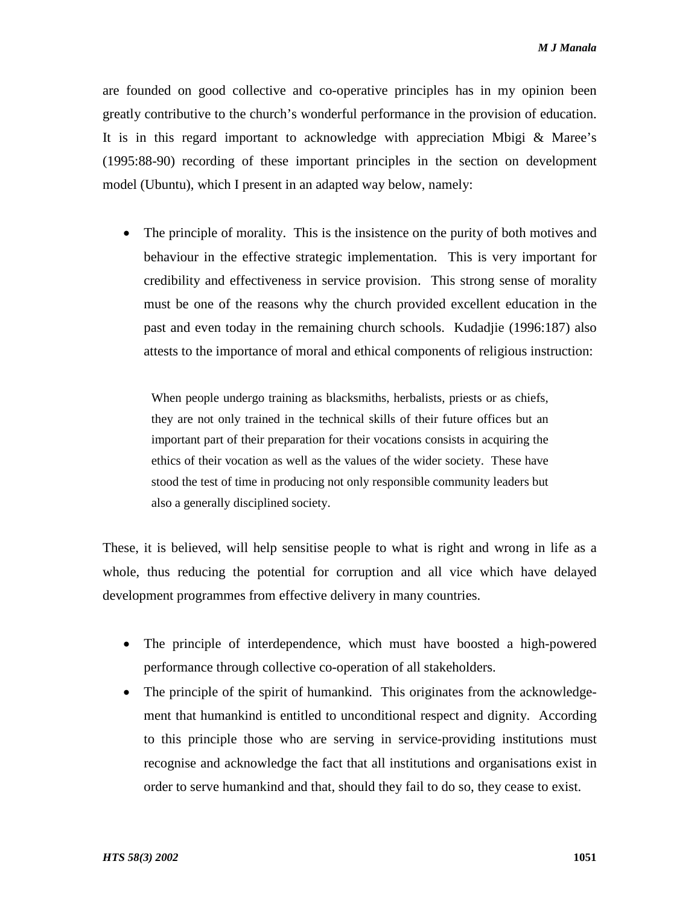are founded on good collective and co-operative principles has in my opinion been greatly contributive to the church's wonderful performance in the provision of education. It is in this regard important to acknowledge with appreciation Mbigi & Maree's (1995:88-90) recording of these important principles in the section on development model (Ubuntu), which I present in an adapted way below, namely:

- The principle of morality. This is the insistence on the purity of both motives and behaviour in the effective strategic implementation. This is very important for credibility and effectiveness in service provision. This strong sense of morality must be one of the reasons why the church provided excellent education in the past and even today in the remaining church schools. Kudadjie (1996:187) also attests to the importance of moral and ethical components of religious instruction:

> When people undergo training as blacksmiths, herbalists, priests or as chiefs, they are not only trained in the technical skills of their future offices but an important part of their preparation for their vocations consists in acquiring the ethics of their vocation as well as the values of the wider society. These have stood the test of time in producing not only responsible community leaders but also a generally disciplined society.

These, it is believed, will help sensitise people to what is right and wrong in life as a whole, thus reducing the potential for corruption and all vice which have delayed development programmes from effective delivery in many countries.

- The principle of interdependence, which must have boosted a high-powered performance through collective co-operation of all stakeholders.
- The principle of the spirit of humankind. This originates from the acknowledgement that humankind is entitled to unconditional respect and dignity. According to this principle those who are serving in service-providing institutions must recognise and acknowledge the fact that all institutions and organisations exist in order to serve humankind and that, should they fail to do so, they cease to exist.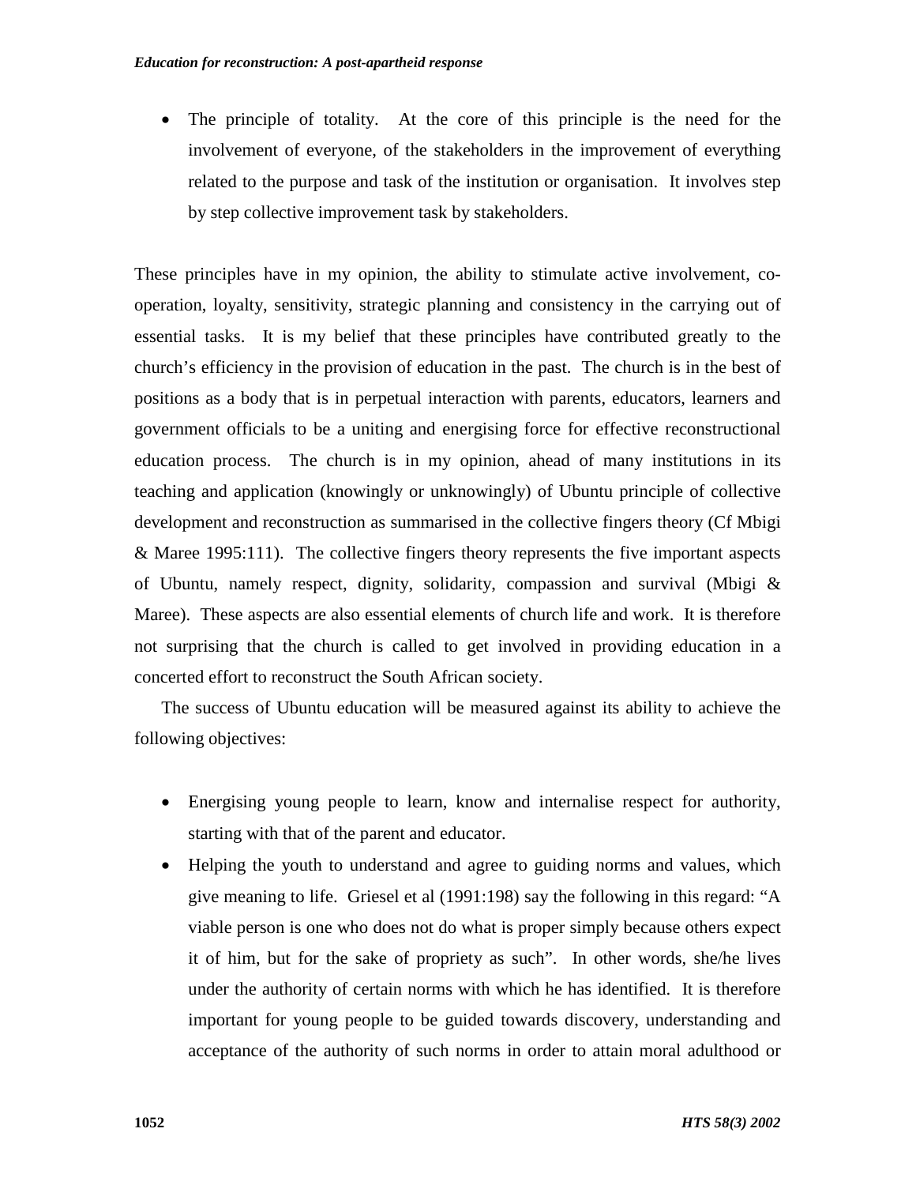- The principle of totality. At the core of this principle is the need for the involvement of everyone, of the stakeholders in the improvement of everything related to the purpose and task of the institution or organisation. It involves step by step collective improvement task by stakeholders.

These principles have in my opinion, the ability to stimulate active involvement, co-operation, loyalty, sensitivity, strategic planning and consistency in the carrying out of essential tasks. It is my belief that these principles have contributed greatly to the church's efficiency in the provision of education in the past. The church is in the best of positions as a body that is in perpetual interaction with parents, educators, learners and government officials to be a uniting and energising force for effective reconstructional education process. The church is in my opinion, ahead of many institutions in its teaching and application (knowingly or unknowingly) of Ubuntu principle of collective development and reconstruction as summarised in the collective fingers theory (Cf Mbigi & Maree 1995:111). The collective fingers theory represents the five important aspects of Ubuntu, namely respect, dignity, solidarity, compassion and survival (Mbigi & Maree). These aspects are also essential elements of church life and work. It is therefore not surprising that the church is called to get involved in providing education in a concerted effort to reconstruct the South African society.

The success of Ubuntu education will be measured against its ability to achieve the following objectives:

- Energising young people to learn, know and internalise respect for authority, starting with that of the parent and educator.
- Helping the youth to understand and agree to guiding norms and values, which give meaning to life. Griesel et al (1991:198) say the following in this regard: "A viable person is one who does not do what is proper simply because others expect it of him, but for the sake of propriety as such". In other words, she/he lives under the authority of certain norms with which he has identified. It is therefore important for young people to be guided towards discovery, understanding and acceptance of the authority of such norms in order to attain moral adulthood or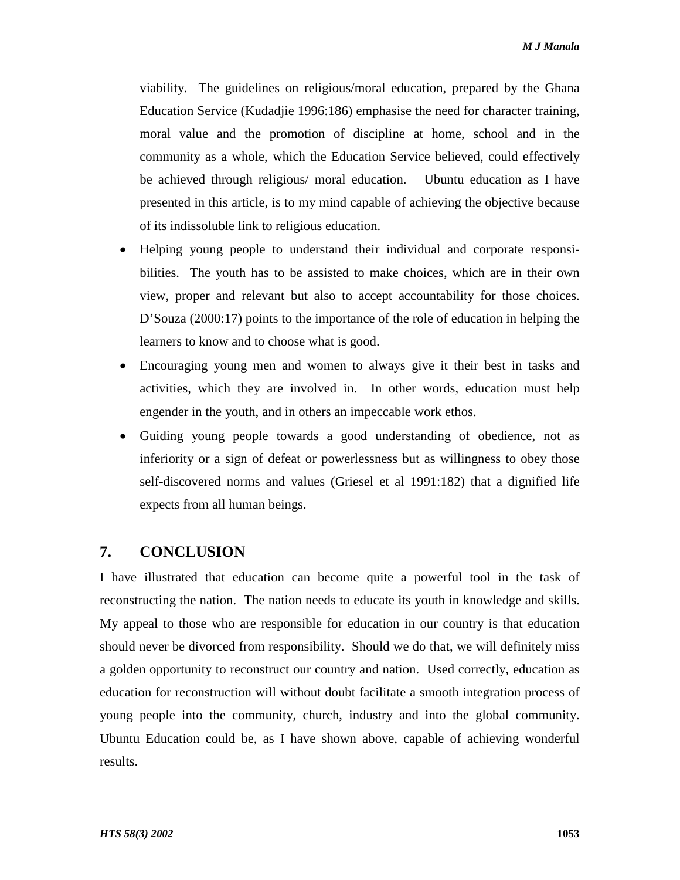viability. The guidelines on religious/moral education, prepared by the Ghana Education Service (Kudadjie 1996:186) emphasise the need for character training, moral value and the promotion of discipline at home, school and in the community as a whole, which the Education Service believed, could effectively be achieved through religious/ moral education. Ubuntu education as I have presented in this article, is to my mind capable of achieving the objective because of its indissoluble link to religious education.

- Helping young people to understand their individual and corporate responsibilities. The youth has to be assisted to make choices, which are in their own view, proper and relevant but also to accept accountability for those choices. D'Souza (2000:17) points to the importance of the role of education in helping the learners to know and to choose what is good.
- Encouraging young men and women to always give it their best in tasks and activities, which they are involved in. In other words, education must help engender in the youth, and in others an impeccable work ethos.
- Guiding young people towards a good understanding of obedience, not as inferiority or a sign of defeat or powerlessness but as willingness to obey those self-discovered norms and values (Griesel et al 1991:182) that a dignified life expects from all human beings.

## 7. CONCLUSION

I have illustrated that education can become quite a powerful tool in the task of reconstructing the nation. The nation needs to educate its youth in knowledge and skills. My appeal to those who are responsible for education in our country is that education should never be divorced from responsibility. Should we do that, we will definitely miss a golden opportunity to reconstruct our country and nation. Used correctly, education as education for reconstruction will without doubt facilitate a smooth integration process of young people into the community, church, industry and into the global community. Ubuntu Education could be, as I have shown above, capable of achieving wonderful results.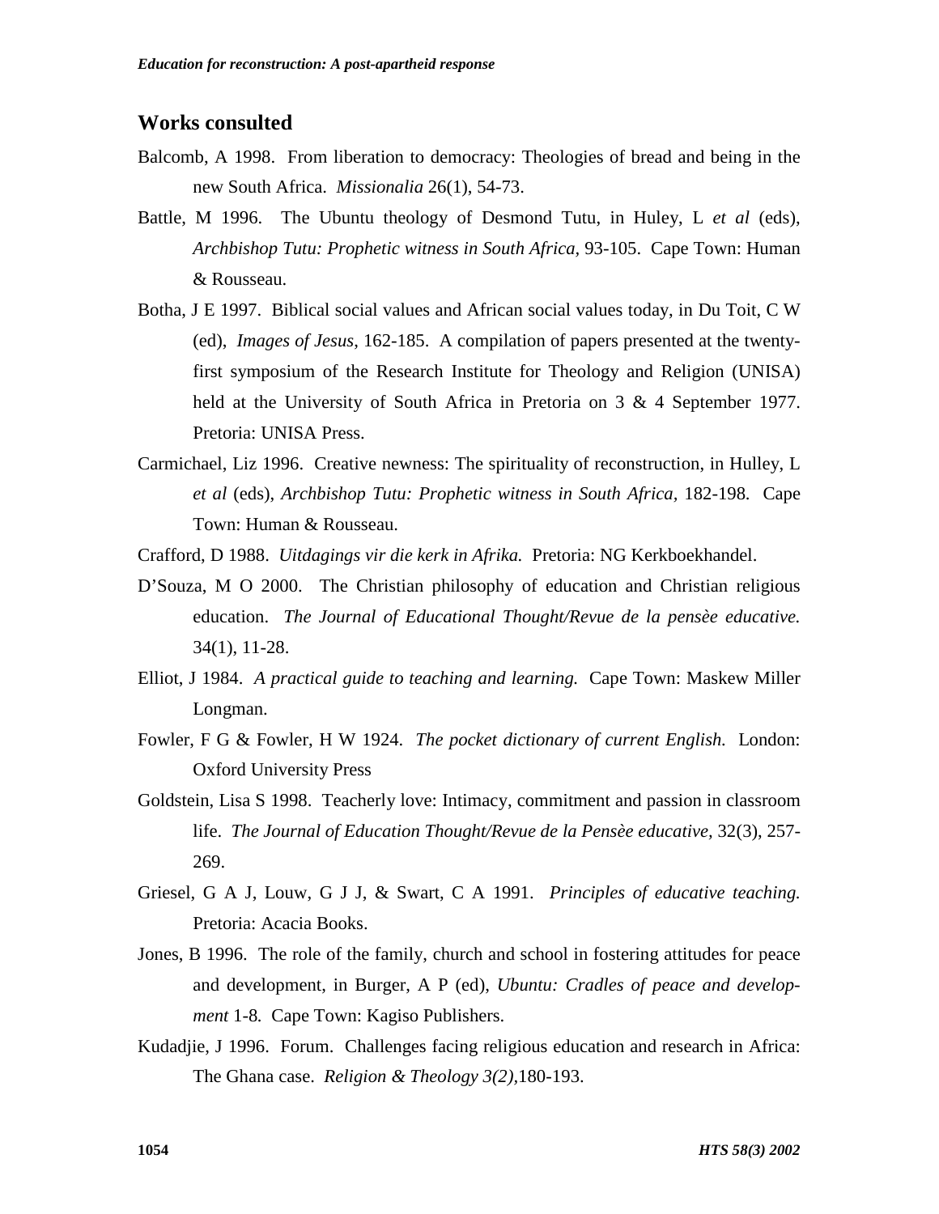## Works consulted

Balcomb, A 1998. From liberation to democracy: Theologies of bread and being in the new South Africa. *Missionalia* 26(1), 54-73.

Battle, M 1996. The Ubuntu theology of Desmond Tutu, in Huley, L *et al* (eds), *Archbishop Tutu: Prophetic witness in South Africa,* 93-105. Cape Town: Human & Rousseau.

Botha, J E 1997. Biblical social values and African social values today, in Du Toit, C W (ed), *Images of Jesus*, 162-185. A compilation of papers presented at the twenty-first symposium of the Research Institute for Theology and Religion (UNISA) held at the University of South Africa in Pretoria on 3 & 4 September 1977. Pretoria: UNISA Press.

Carmichael, Liz 1996. Creative newness: The spirituality of reconstruction, in Hulley, L *et al* (eds), *Archbishop Tutu: Prophetic witness in South Africa,* 182-198. Cape Town: Human & Rousseau.

Crafford, D 1988. *Uitdagings vir die kerk in Afrika.* Pretoria: NG Kerkboekhandel.

D'Souza, M O 2000. The Christian philosophy of education and Christian religious education. *The Journal of Educational Thought/Revue de la pensèe educative.* 34(1), 11-28.

Elliot, J 1984. *A practical guide to teaching and learning.* Cape Town: Maskew Miller Longman.

Fowler, F G & Fowler, H W 1924. *The pocket dictionary of current English.* London: Oxford University Press

Goldstein, Lisa S 1998. Teacherly love: Intimacy, commitment and passion in classroom life. *The Journal of Education Thought/Revue de la Pensèe educative,* 32(3), 257-269.

Griesel, G A J, Louw, G J J, & Swart, C A 1991. *Principles of educative teaching.* Pretoria: Acacia Books.

Jones, B 1996. The role of the family, church and school in fostering attitudes for peace and development, in Burger, A P (ed), *Ubuntu: Cradles of peace and development* 1-8. Cape Town: Kagiso Publishers.

Kudadjie, J 1996. Forum. Challenges facing religious education and research in Africa: The Ghana case. *Religion & Theology 3(2),*180-193.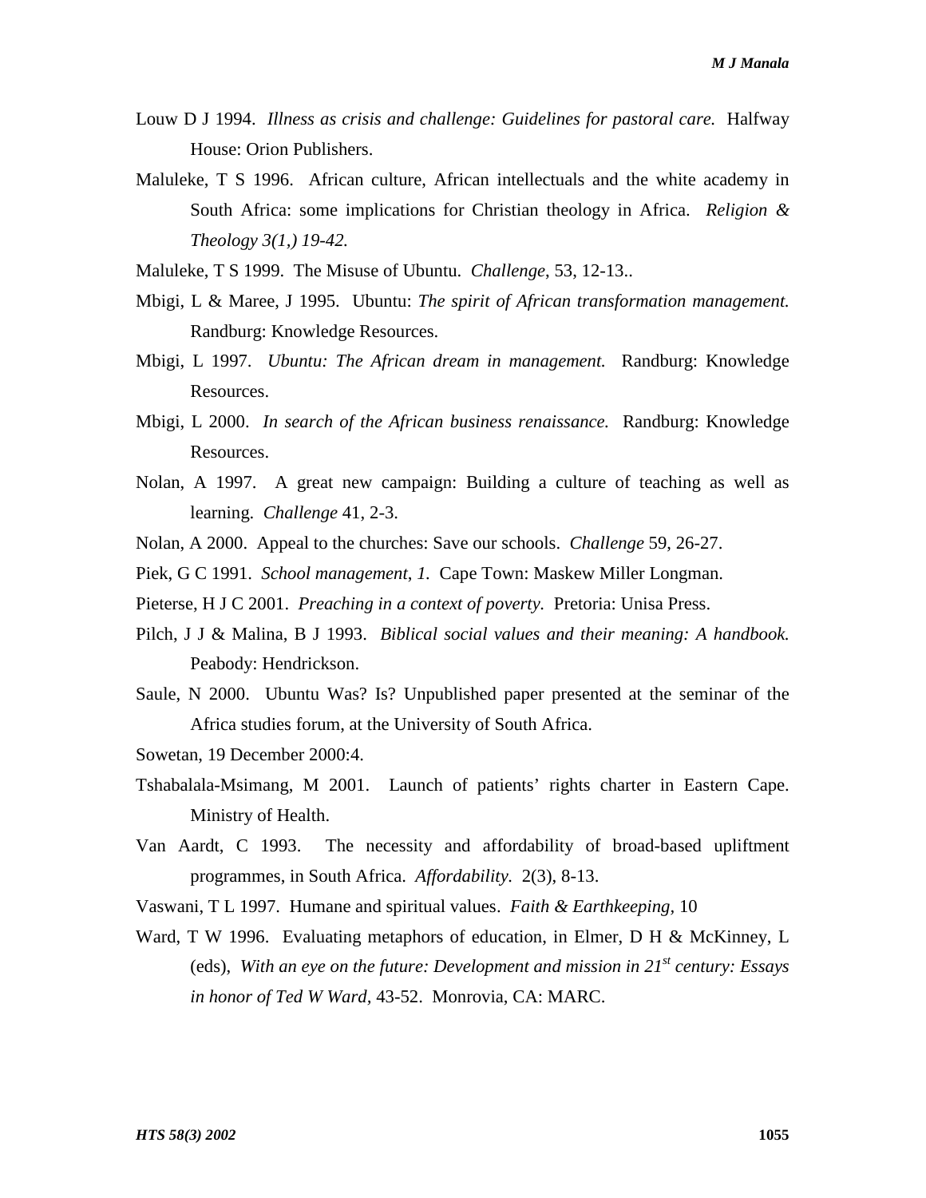Louw D J 1994. *Illness as crisis and challenge: Guidelines for pastoral care.* Halfway House: Orion Publishers.

Maluleke, T S 1996. African culture, African intellectuals and the white academy in South Africa: some implications for Christian theology in Africa. *Religion & Theology 3(1,) 19-42.*

Maluleke, T S 1999. The Misuse of Ubuntu. *Challenge*, 53, 12-13..

Mbigi, L & Maree, J 1995. Ubuntu: *The spirit of African transformation management.* Randburg: Knowledge Resources.

Mbigi, L 1997. *Ubuntu: The African dream in management.* Randburg: Knowledge Resources.

Mbigi, L 2000. *In search of the African business renaissance.* Randburg: Knowledge Resources.

Nolan, A 1997. A great new campaign: Building a culture of teaching as well as learning. *Challenge* 41, 2-3.

Nolan, A 2000. Appeal to the churches: Save our schools. *Challenge* 59, 26-27.

Piek, G C 1991. *School management, 1.* Cape Town: Maskew Miller Longman.

Pieterse, H J C 2001. *Preaching in a context of poverty.* Pretoria: Unisa Press.

Pilch, J J & Malina, B J 1993. *Biblical social values and their meaning: A handbook.* Peabody: Hendrickson.

Saule, N 2000. Ubuntu Was? Is? Unpublished paper presented at the seminar of the Africa studies forum, at the University of South Africa.

Sowetan, 19 December 2000:4.

Tshabalala-Msimang, M 2001. Launch of patients' rights charter in Eastern Cape. Ministry of Health.

Van Aardt, C 1993. The necessity and affordability of broad-based upliftment programmes, in South Africa. *Affordability.* 2(3), 8-13.

Vaswani, T L 1997. Humane and spiritual values. *Faith & Earthkeeping,* 10

Ward, T W 1996. Evaluating metaphors of education, in Elmer, D H & McKinney, L (eds), *With an eye on the future: Development and mission in 21st century: Essays in honor of Ted W Ward,* 43-52. Monrovia, CA: MARC.